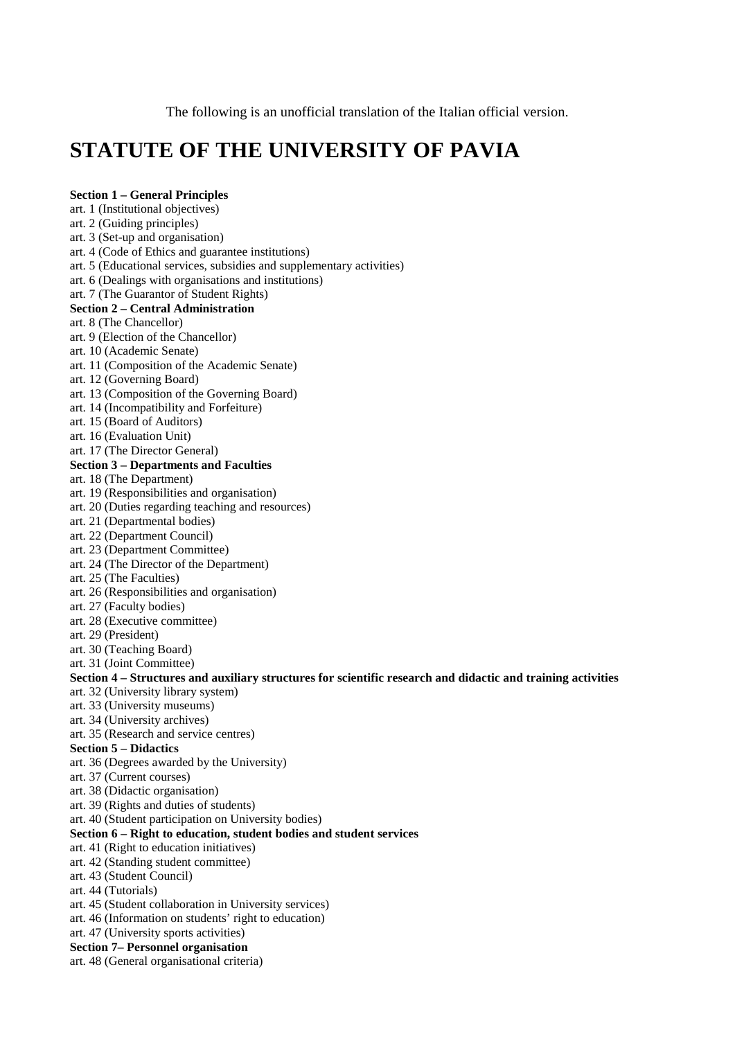The following is an unofficial translation of the Italian official version.

# STATUTE OF THE UNIVERSITY OF PAVIA

**Section 1 – General Principles**

art. 1 (Institutional objectives)
art. 2 (Guiding principles)
art. 3 (Set-up and organisation)
art. 4 (Code of Ethics and guarantee institutions)
art. 5 (Educational services, subsidies and supplementary activities)
art. 6 (Dealings with organisations and institutions)
art. 7 (The Guarantor of Student Rights)

**Section 2 – Central Administration**

art. 8 (The Chancellor)
art. 9 (Election of the Chancellor)
art. 10 (Academic Senate)
art. 11 (Composition of the Academic Senate)
art. 12 (Governing Board)
art. 13 (Composition of the Governing Board)
art. 14 (Incompatibility and Forfeiture)
art. 15 (Board of Auditors)
art. 16 (Evaluation Unit)
art. 17 (The Director General)

**Section 3 – Departments and Faculties**

art. 18 (The Department)
art. 19 (Responsibilities and organisation)
art. 20 (Duties regarding teaching and resources)
art. 21 (Departmental bodies)
art. 22 (Department Council)
art. 23 (Department Committee)
art. 24 (The Director of the Department)
art. 25 (The Faculties)
art. 26 (Responsibilities and organisation)
art. 27 (Faculty bodies)
art. 28 (Executive committee)
art. 29 (President)
art. 30 (Teaching Board)
art. 31 (Joint Committee)

**Section 4 – Structures and auxiliary structures for scientific research and didactic and training activities**

art. 32 (University library system)
art. 33 (University museums)
art. 34 (University archives)
art. 35 (Research and service centres)

**Section 5 – Didactics**

art. 36 (Degrees awarded by the University)
art. 37 (Current courses)
art. 38 (Didactic organisation)
art. 39 (Rights and duties of students)
art. 40 (Student participation on University bodies)

**Section 6 – Right to education, student bodies and student services**

art. 41 (Right to education initiatives)
art. 42 (Standing student committee)
art. 43 (Student Council)
art. 44 (Tutorials)
art. 45 (Student collaboration in University services)
art. 46 (Information on students' right to education)
art. 47 (University sports activities)

**Section 7– Personnel organisation**

art. 48 (General organisational criteria)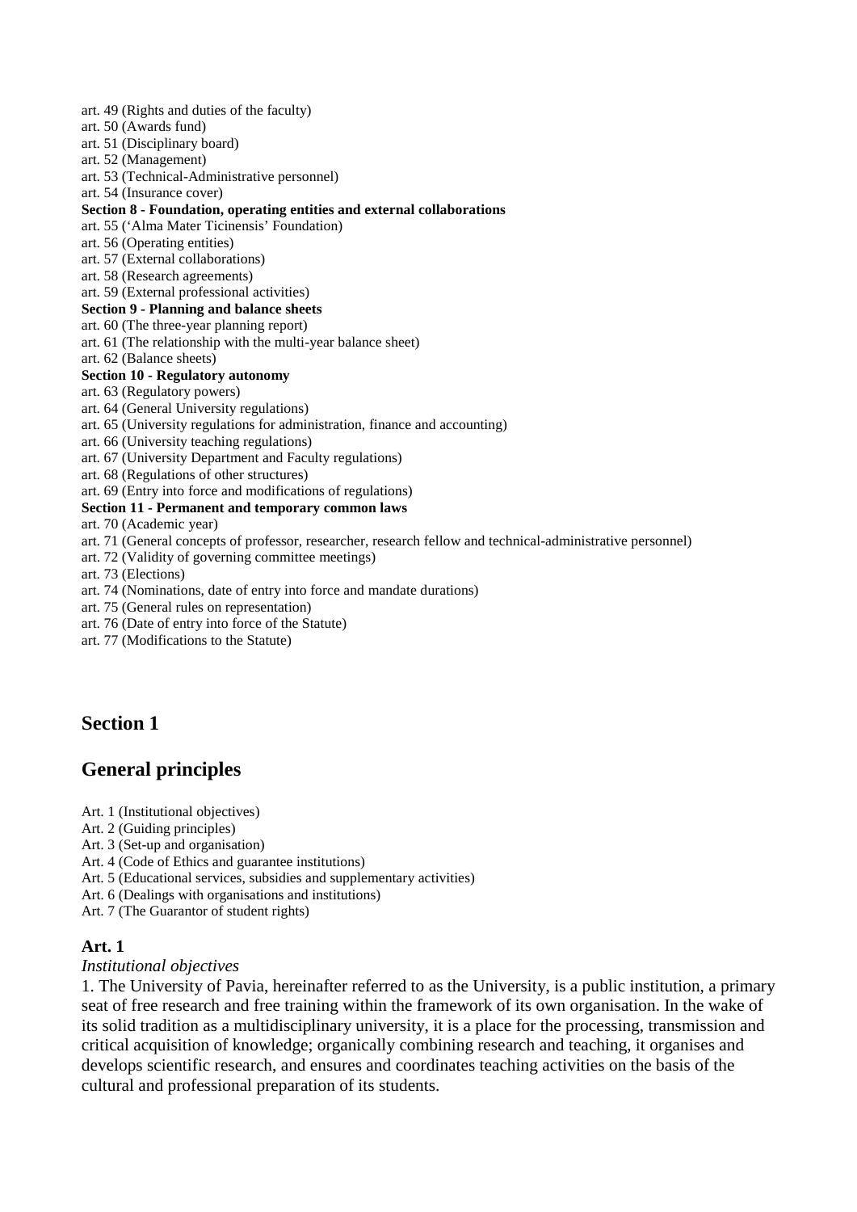art. 49 (Rights and duties of the faculty)
art. 50 (Awards fund)
art. 51 (Disciplinary board)
art. 52 (Management)
art. 53 (Technical-Administrative personnel)
art. 54 (Insurance cover)

**Section 8 - Foundation, operating entities and external collaborations**

art. 55 ('Alma Mater Ticinensis' Foundation)
art. 56 (Operating entities)
art. 57 (External collaborations)
art. 58 (Research agreements)
art. 59 (External professional activities)

**Section 9 - Planning and balance sheets**

art. 60 (The three-year planning report)
art. 61 (The relationship with the multi-year balance sheet)
art. 62 (Balance sheets)

**Section 10 - Regulatory autonomy**

art. 63 (Regulatory powers)
art. 64 (General University regulations)
art. 65 (University regulations for administration, finance and accounting)
art. 66 (University teaching regulations)
art. 67 (University Department and Faculty regulations)
art. 68 (Regulations of other structures)
art. 69 (Entry into force and modifications of regulations)

**Section 11 - Permanent and temporary common laws**

art. 70 (Academic year)
art. 71 (General concepts of professor, researcher, research fellow and technical-administrative personnel)
art. 72 (Validity of governing committee meetings)
art. 73 (Elections)
art. 74 (Nominations, date of entry into force and mandate durations)
art. 75 (General rules on representation)
art. 76 (Date of entry into force of the Statute)
art. 77 (Modifications to the Statute)

## Section 1

## General principles

Art. 1 (Institutional objectives)
Art. 2 (Guiding principles)
Art. 3 (Set-up and organisation)
Art. 4 (Code of Ethics and guarantee institutions)
Art. 5 (Educational services, subsidies and supplementary activities)
Art. 6 (Dealings with organisations and institutions)
Art. 7 (The Guarantor of student rights)

### Art. 1

*Institutional objectives*

1. The University of Pavia, hereinafter referred to as the University, is a public institution, a primary seat of free research and free training within the framework of its own organisation. In the wake of its solid tradition as a multidisciplinary university, it is a place for the processing, transmission and critical acquisition of knowledge; organically combining research and teaching, it organises and develops scientific research, and ensures and coordinates teaching activities on the basis of the cultural and professional preparation of its students.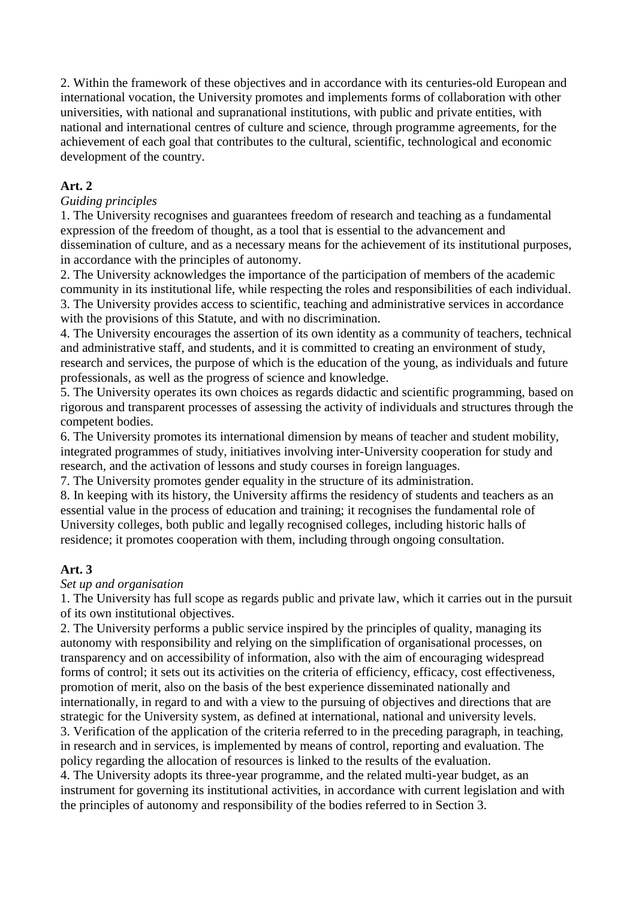2. Within the framework of these objectives and in accordance with its centuries-old European and international vocation, the University promotes and implements forms of collaboration with other universities, with national and supranational institutions, with public and private entities, with national and international centres of culture and science, through programme agreements, for the achievement of each goal that contributes to the cultural, scientific, technological and economic development of the country.

**Art. 2**

*Guiding principles*

1. The University recognises and guarantees freedom of research and teaching as a fundamental expression of the freedom of thought, as a tool that is essential to the advancement and dissemination of culture, and as a necessary means for the achievement of its institutional purposes, in accordance with the principles of autonomy.
2. The University acknowledges the importance of the participation of members of the academic community in its institutional life, while respecting the roles and responsibilities of each individual.
3. The University provides access to scientific, teaching and administrative services in accordance with the provisions of this Statute, and with no discrimination.
4. The University encourages the assertion of its own identity as a community of teachers, technical and administrative staff, and students, and it is committed to creating an environment of study, research and services, the purpose of which is the education of the young, as individuals and future professionals, as well as the progress of science and knowledge.
5. The University operates its own choices as regards didactic and scientific programming, based on rigorous and transparent processes of assessing the activity of individuals and structures through the competent bodies.
6. The University promotes its international dimension by means of teacher and student mobility, integrated programmes of study, initiatives involving inter-University cooperation for study and research, and the activation of lessons and study courses in foreign languages.
7. The University promotes gender equality in the structure of its administration.
8. In keeping with its history, the University affirms the residency of students and teachers as an essential value in the process of education and training; it recognises the fundamental role of University colleges, both public and legally recognised colleges, including historic halls of residence; it promotes cooperation with them, including through ongoing consultation.

**Art. 3**

*Set up and organisation*

1. The University has full scope as regards public and private law, which it carries out in the pursuit of its own institutional objectives.
2. The University performs a public service inspired by the principles of quality, managing its autonomy with responsibility and relying on the simplification of organisational processes, on transparency and on accessibility of information, also with the aim of encouraging widespread forms of control; it sets out its activities on the criteria of efficiency, efficacy, cost effectiveness, promotion of merit, also on the basis of the best experience disseminated nationally and internationally, in regard to and with a view to the pursuing of objectives and directions that are strategic for the University system, as defined at international, national and university levels.
3. Verification of the application of the criteria referred to in the preceding paragraph, in teaching, in research and in services, is implemented by means of control, reporting and evaluation. The policy regarding the allocation of resources is linked to the results of the evaluation.
4. The University adopts its three-year programme, and the related multi-year budget, as an instrument for governing its institutional activities, in accordance with current legislation and with the principles of autonomy and responsibility of the bodies referred to in Section 3.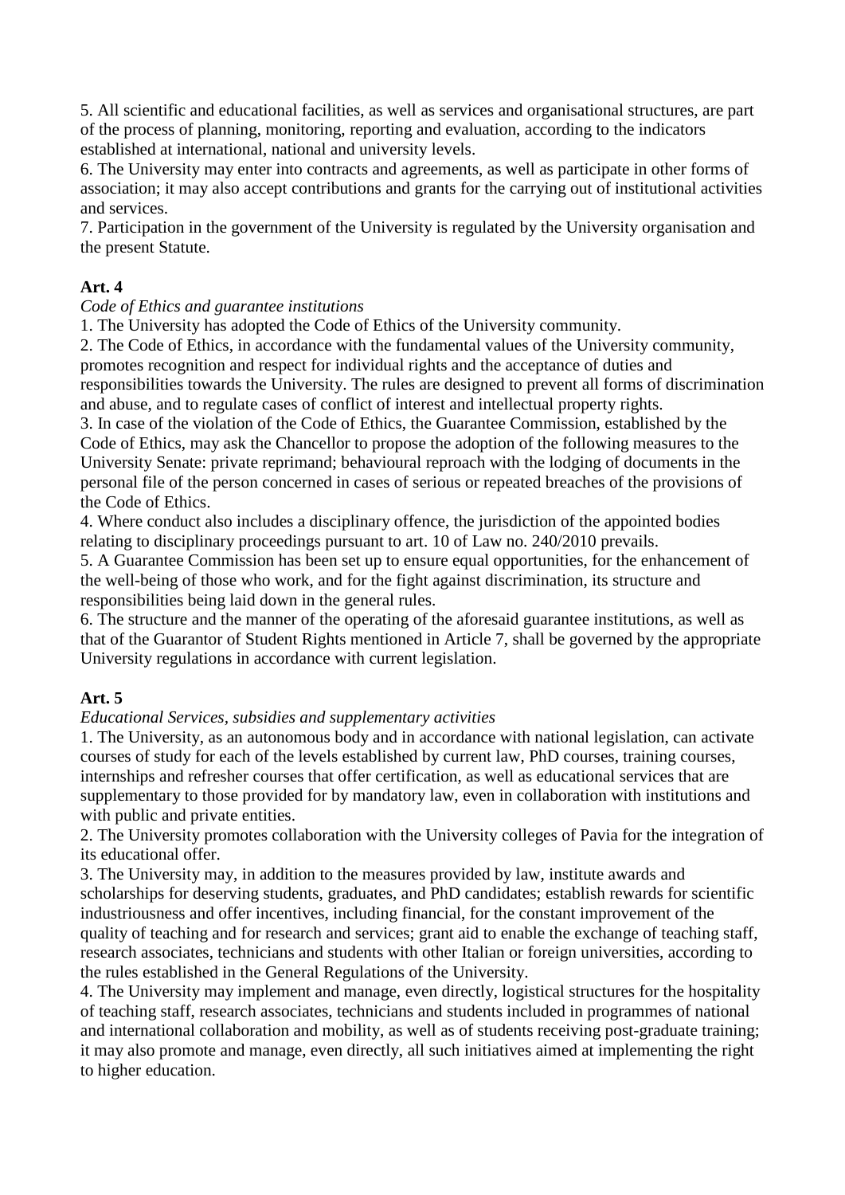5. All scientific and educational facilities, as well as services and organisational structures, are part of the process of planning, monitoring, reporting and evaluation, according to the indicators established at international, national and university levels.
6. The University may enter into contracts and agreements, as well as participate in other forms of association; it may also accept contributions and grants for the carrying out of institutional activities and services.
7. Participation in the government of the University is regulated by the University organisation and the present Statute.

**Art. 4**

*Code of Ethics and guarantee institutions*

1. The University has adopted the Code of Ethics of the University community.
2. The Code of Ethics, in accordance with the fundamental values of the University community, promotes recognition and respect for individual rights and the acceptance of duties and responsibilities towards the University. The rules are designed to prevent all forms of discrimination and abuse, and to regulate cases of conflict of interest and intellectual property rights.
3. In case of the violation of the Code of Ethics, the Guarantee Commission, established by the Code of Ethics, may ask the Chancellor to propose the adoption of the following measures to the University Senate: private reprimand; behavioural reproach with the lodging of documents in the personal file of the person concerned in cases of serious or repeated breaches of the provisions of the Code of Ethics.
4. Where conduct also includes a disciplinary offence, the jurisdiction of the appointed bodies relating to disciplinary proceedings pursuant to art. 10 of Law no. 240/2010 prevails.
5. A Guarantee Commission has been set up to ensure equal opportunities, for the enhancement of the well-being of those who work, and for the fight against discrimination, its structure and responsibilities being laid down in the general rules.
6. The structure and the manner of the operating of the aforesaid guarantee institutions, as well as that of the Guarantor of Student Rights mentioned in Article 7, shall be governed by the appropriate University regulations in accordance with current legislation.

**Art. 5**

*Educational Services, subsidies and supplementary activities*

1. The University, as an autonomous body and in accordance with national legislation, can activate courses of study for each of the levels established by current law, PhD courses, training courses, internships and refresher courses that offer certification, as well as educational services that are supplementary to those provided for by mandatory law, even in collaboration with institutions and with public and private entities.
2. The University promotes collaboration with the University colleges of Pavia for the integration of its educational offer.
3. The University may, in addition to the measures provided by law, institute awards and scholarships for deserving students, graduates, and PhD candidates; establish rewards for scientific industriousness and offer incentives, including financial, for the constant improvement of the quality of teaching and for research and services; grant aid to enable the exchange of teaching staff, research associates, technicians and students with other Italian or foreign universities, according to the rules established in the General Regulations of the University.
4. The University may implement and manage, even directly, logistical structures for the hospitality of teaching staff, research associates, technicians and students included in programmes of national and international collaboration and mobility, as well as of students receiving post-graduate training; it may also promote and manage, even directly, all such initiatives aimed at implementing the right to higher education.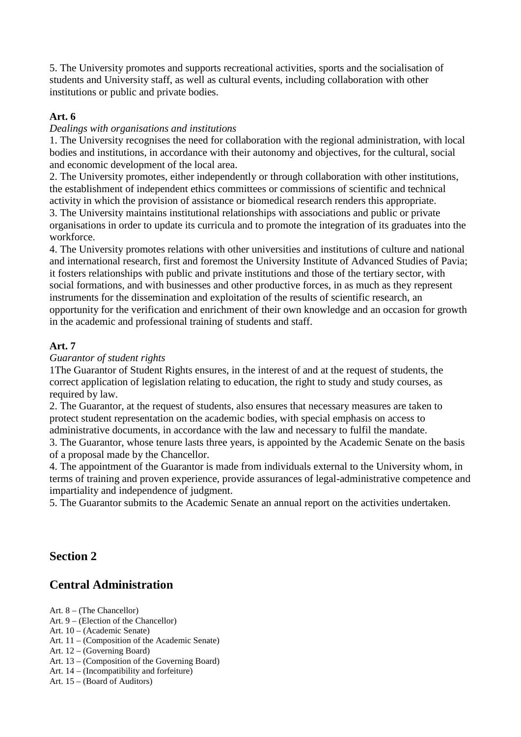5. The University promotes and supports recreational activities, sports and the socialisation of students and University staff, as well as cultural events, including collaboration with other institutions or public and private bodies.

**Art. 6**

*Dealings with organisations and institutions*

1. The University recognises the need for collaboration with the regional administration, with local bodies and institutions, in accordance with their autonomy and objectives, for the cultural, social and economic development of the local area.
2. The University promotes, either independently or through collaboration with other institutions, the establishment of independent ethics committees or commissions of scientific and technical activity in which the provision of assistance or biomedical research renders this appropriate.
3. The University maintains institutional relationships with associations and public or private organisations in order to update its curricula and to promote the integration of its graduates into the workforce.
4. The University promotes relations with other universities and institutions of culture and national and international research, first and foremost the University Institute of Advanced Studies of Pavia; it fosters relationships with public and private institutions and those of the tertiary sector, with social formations, and with businesses and other productive forces, in as much as they represent instruments for the dissemination and exploitation of the results of scientific research, an opportunity for the verification and enrichment of their own knowledge and an occasion for growth in the academic and professional training of students and staff.

**Art. 7**

*Guarantor of student rights*

1The Guarantor of Student Rights ensures, in the interest of and at the request of students, the correct application of legislation relating to education, the right to study and study courses, as required by law.
2. The Guarantor, at the request of students, also ensures that necessary measures are taken to protect student representation on the academic bodies, with special emphasis on access to administrative documents, in accordance with the law and necessary to fulfil the mandate.
3. The Guarantor, whose tenure lasts three years, is appointed by the Academic Senate on the basis of a proposal made by the Chancellor.
4. The appointment of the Guarantor is made from individuals external to the University whom, in terms of training and proven experience, provide assurances of legal-administrative competence and impartiality and independence of judgment.
5. The Guarantor submits to the Academic Senate an annual report on the activities undertaken.

## Section 2

## Central Administration

Art. 8 – (The Chancellor)
Art. 9 – (Election of the Chancellor)
Art. 10 – (Academic Senate)
Art. 11 – (Composition of the Academic Senate)
Art. 12 – (Governing Board)
Art. 13 – (Composition of the Governing Board)
Art. 14 – (Incompatibility and forfeiture)
Art. 15 – (Board of Auditors)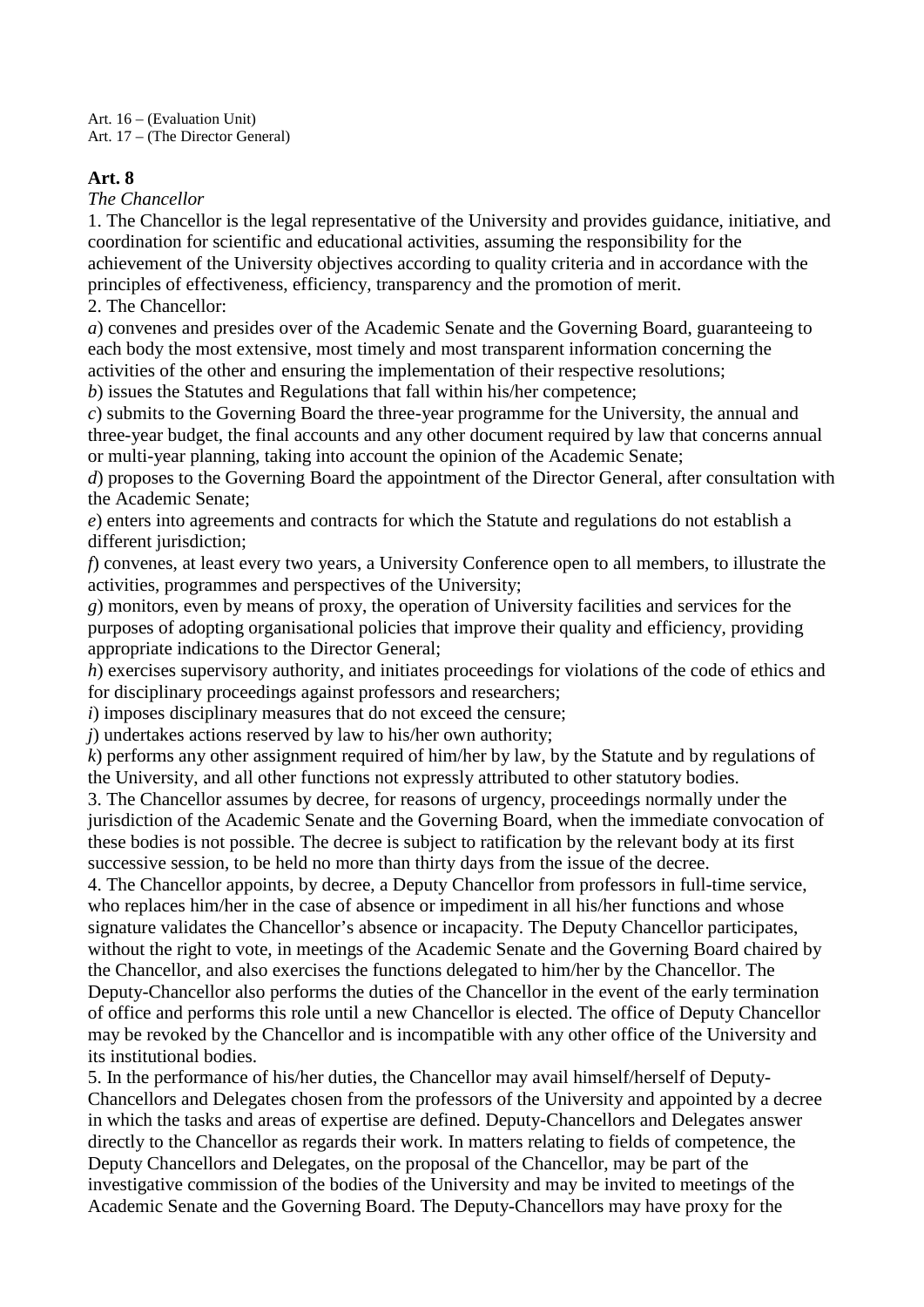Art. 16 – (Evaluation Unit)
Art. 17 – (The Director General)

## Art. 8

*The Chancellor*

1. The Chancellor is the legal representative of the University and provides guidance, initiative, and coordination for scientific and educational activities, assuming the responsibility for the achievement of the University objectives according to quality criteria and in accordance with the principles of effectiveness, efficiency, transparency and the promotion of merit.

2. The Chancellor:

*a*) convenes and presides over of the Academic Senate and the Governing Board, guaranteeing to each body the most extensive, most timely and most transparent information concerning the activities of the other and ensuring the implementation of their respective resolutions;

*b*) issues the Statutes and Regulations that fall within his/her competence;

*c*) submits to the Governing Board the three-year programme for the University, the annual and three-year budget, the final accounts and any other document required by law that concerns annual or multi-year planning, taking into account the opinion of the Academic Senate;

*d*) proposes to the Governing Board the appointment of the Director General, after consultation with the Academic Senate;

*e*) enters into agreements and contracts for which the Statute and regulations do not establish a different jurisdiction;

*f*) convenes, at least every two years, a University Conference open to all members, to illustrate the activities, programmes and perspectives of the University;

*g*) monitors, even by means of proxy, the operation of University facilities and services for the purposes of adopting organisational policies that improve their quality and efficiency, providing appropriate indications to the Director General;

*h*) exercises supervisory authority, and initiates proceedings for violations of the code of ethics and for disciplinary proceedings against professors and researchers;

*i*) imposes disciplinary measures that do not exceed the censure;

*j*) undertakes actions reserved by law to his/her own authority;

*k*) performs any other assignment required of him/her by law, by the Statute and by regulations of the University, and all other functions not expressly attributed to other statutory bodies.

3. The Chancellor assumes by decree, for reasons of urgency, proceedings normally under the jurisdiction of the Academic Senate and the Governing Board, when the immediate convocation of these bodies is not possible. The decree is subject to ratification by the relevant body at its first successive session, to be held no more than thirty days from the issue of the decree.

4. The Chancellor appoints, by decree, a Deputy Chancellor from professors in full-time service, who replaces him/her in the case of absence or impediment in all his/her functions and whose signature validates the Chancellor's absence or incapacity. The Deputy Chancellor participates, without the right to vote, in meetings of the Academic Senate and the Governing Board chaired by the Chancellor, and also exercises the functions delegated to him/her by the Chancellor. The Deputy-Chancellor also performs the duties of the Chancellor in the event of the early termination of office and performs this role until a new Chancellor is elected. The office of Deputy Chancellor may be revoked by the Chancellor and is incompatible with any other office of the University and its institutional bodies.

5. In the performance of his/her duties, the Chancellor may avail himself/herself of Deputy-Chancellors and Delegates chosen from the professors of the University and appointed by a decree in which the tasks and areas of expertise are defined. Deputy-Chancellors and Delegates answer directly to the Chancellor as regards their work. In matters relating to fields of competence, the Deputy Chancellors and Delegates, on the proposal of the Chancellor, may be part of the investigative commission of the bodies of the University and may be invited to meetings of the Academic Senate and the Governing Board. The Deputy-Chancellors may have proxy for the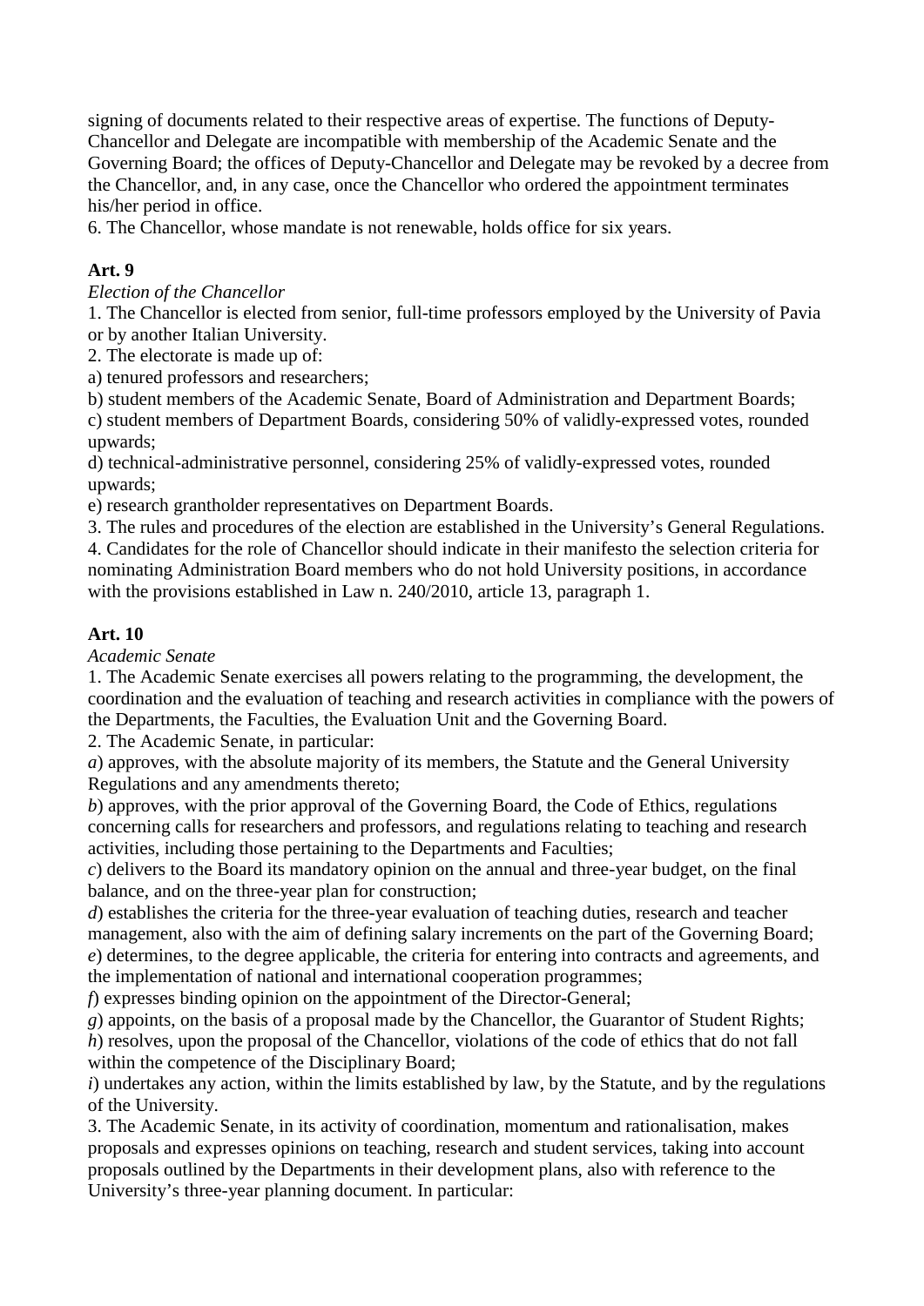signing of documents related to their respective areas of expertise. The functions of Deputy-Chancellor and Delegate are incompatible with membership of the Academic Senate and the Governing Board; the offices of Deputy-Chancellor and Delegate may be revoked by a decree from the Chancellor, and, in any case, once the Chancellor who ordered the appointment terminates his/her period in office.

6. The Chancellor, whose mandate is not renewable, holds office for six years.

**Art. 9**

*Election of the Chancellor*

1. The Chancellor is elected from senior, full-time professors employed by the University of Pavia or by another Italian University.
2. The electorate is made up of:

a) tenured professors and researchers;

b) student members of the Academic Senate, Board of Administration and Department Boards;

c) student members of Department Boards, considering 50% of validly-expressed votes, rounded upwards;

d) technical-administrative personnel, considering 25% of validly-expressed votes, rounded upwards;

e) research grantholder representatives on Department Boards.

3. The rules and procedures of the election are established in the University's General Regulations.
4. Candidates for the role of Chancellor should indicate in their manifesto the selection criteria for nominating Administration Board members who do not hold University positions, in accordance with the provisions established in Law n. 240/2010, article 13, paragraph 1.

**Art. 10**

*Academic Senate*

1. The Academic Senate exercises all powers relating to the programming, the development, the coordination and the evaluation of teaching and research activities in compliance with the powers of the Departments, the Faculties, the Evaluation Unit and the Governing Board.
2. The Academic Senate, in particular:

*a*) approves, with the absolute majority of its members, the Statute and the General University Regulations and any amendments thereto;

*b*) approves, with the prior approval of the Governing Board, the Code of Ethics, regulations concerning calls for researchers and professors, and regulations relating to teaching and research activities, including those pertaining to the Departments and Faculties;

*c*) delivers to the Board its mandatory opinion on the annual and three-year budget, on the final balance, and on the three-year plan for construction;

*d*) establishes the criteria for the three-year evaluation of teaching duties, research and teacher management, also with the aim of defining salary increments on the part of the Governing Board;

*e*) determines, to the degree applicable, the criteria for entering into contracts and agreements, and the implementation of national and international cooperation programmes;

*f*) expresses binding opinion on the appointment of the Director-General;

*g*) appoints, on the basis of a proposal made by the Chancellor, the Guarantor of Student Rights;

*h*) resolves, upon the proposal of the Chancellor, violations of the code of ethics that do not fall within the competence of the Disciplinary Board;

*i*) undertakes any action, within the limits established by law, by the Statute, and by the regulations of the University.

3. The Academic Senate, in its activity of coordination, momentum and rationalisation, makes proposals and expresses opinions on teaching, research and student services, taking into account proposals outlined by the Departments in their development plans, also with reference to the University's three-year planning document. In particular: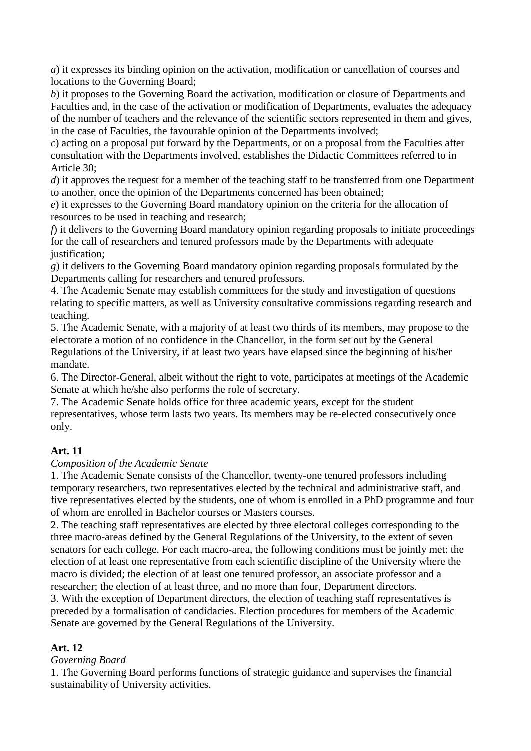*a*) it expresses its binding opinion on the activation, modification or cancellation of courses and locations to the Governing Board;

*b*) it proposes to the Governing Board the activation, modification or closure of Departments and Faculties and, in the case of the activation or modification of Departments, evaluates the adequacy of the number of teachers and the relevance of the scientific sectors represented in them and gives, in the case of Faculties, the favourable opinion of the Departments involved;

*c*) acting on a proposal put forward by the Departments, or on a proposal from the Faculties after consultation with the Departments involved, establishes the Didactic Committees referred to in Article 30;

*d*) it approves the request for a member of the teaching staff to be transferred from one Department to another, once the opinion of the Departments concerned has been obtained;

*e*) it expresses to the Governing Board mandatory opinion on the criteria for the allocation of resources to be used in teaching and research;

*f*) it delivers to the Governing Board mandatory opinion regarding proposals to initiate proceedings for the call of researchers and tenured professors made by the Departments with adequate justification;

*g*) it delivers to the Governing Board mandatory opinion regarding proposals formulated by the Departments calling for researchers and tenured professors.

4. The Academic Senate may establish committees for the study and investigation of questions relating to specific matters, as well as University consultative commissions regarding research and teaching.

5. The Academic Senate, with a majority of at least two thirds of its members, may propose to the electorate a motion of no confidence in the Chancellor, in the form set out by the General Regulations of the University, if at least two years have elapsed since the beginning of his/her mandate.

6. The Director-General, albeit without the right to vote, participates at meetings of the Academic Senate at which he/she also performs the role of secretary.

7. The Academic Senate holds office for three academic years, except for the student representatives, whose term lasts two years. Its members may be re-elected consecutively once only.

**Art. 11**

*Composition of the Academic Senate*

1. The Academic Senate consists of the Chancellor, twenty-one tenured professors including temporary researchers, two representatives elected by the technical and administrative staff, and five representatives elected by the students, one of whom is enrolled in a PhD programme and four of whom are enrolled in Bachelor courses or Masters courses.

2. The teaching staff representatives are elected by three electoral colleges corresponding to the three macro-areas defined by the General Regulations of the University, to the extent of seven senators for each college. For each macro-area, the following conditions must be jointly met: the election of at least one representative from each scientific discipline of the University where the macro is divided; the election of at least one tenured professor, an associate professor and a researcher; the election of at least three, and no more than four, Department directors.

3. With the exception of Department directors, the election of teaching staff representatives is preceded by a formalisation of candidacies. Election procedures for members of the Academic Senate are governed by the General Regulations of the University.

**Art. 12**

*Governing Board*

1. The Governing Board performs functions of strategic guidance and supervises the financial sustainability of University activities.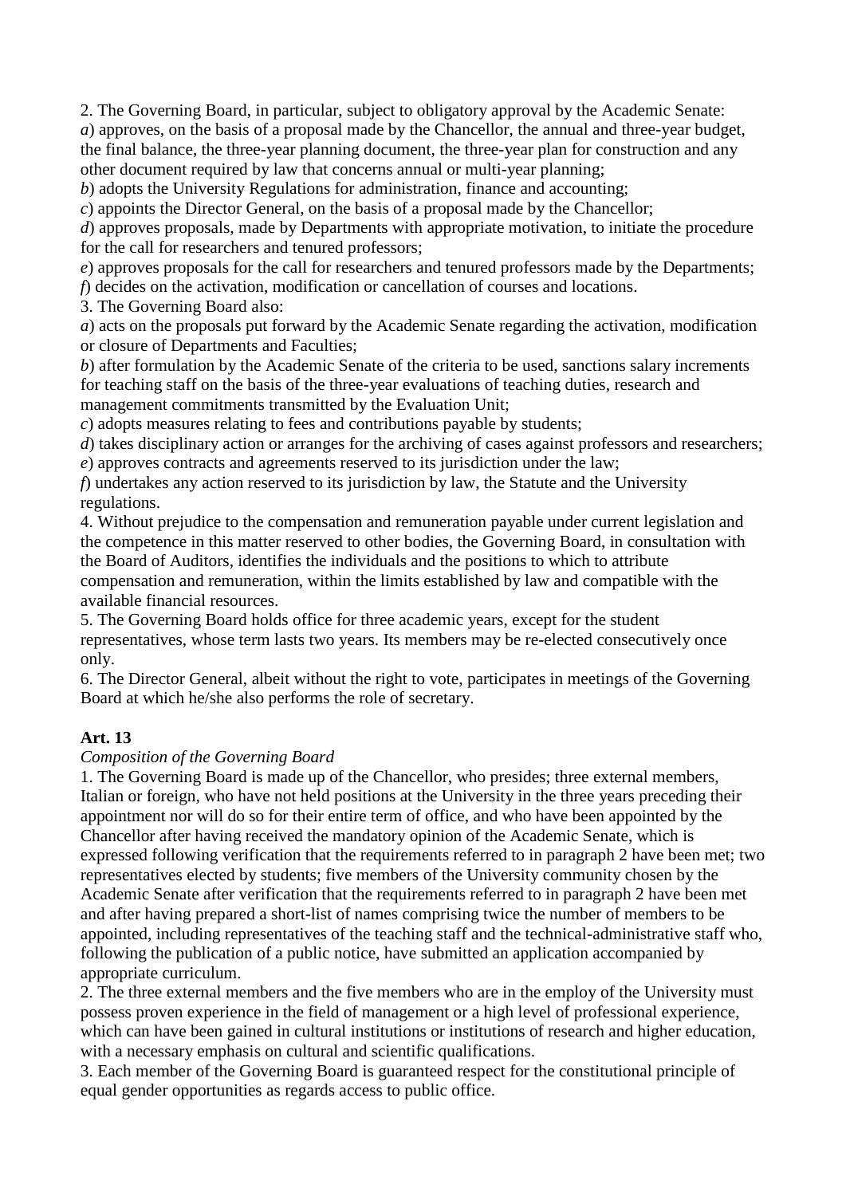2. The Governing Board, in particular, subject to obligatory approval by the Academic Senate:

*a*) approves, on the basis of a proposal made by the Chancellor, the annual and three-year budget, the final balance, the three-year planning document, the three-year plan for construction and any other document required by law that concerns annual or multi-year planning;

*b*) adopts the University Regulations for administration, finance and accounting;

*c*) appoints the Director General, on the basis of a proposal made by the Chancellor;

*d*) approves proposals, made by Departments with appropriate motivation, to initiate the procedure for the call for researchers and tenured professors;

*e*) approves proposals for the call for researchers and tenured professors made by the Departments;

*f*) decides on the activation, modification or cancellation of courses and locations.

3. The Governing Board also:

*a*) acts on the proposals put forward by the Academic Senate regarding the activation, modification or closure of Departments and Faculties;

*b*) after formulation by the Academic Senate of the criteria to be used, sanctions salary increments for teaching staff on the basis of the three-year evaluations of teaching duties, research and management commitments transmitted by the Evaluation Unit;

*c*) adopts measures relating to fees and contributions payable by students;

*d*) takes disciplinary action or arranges for the archiving of cases against professors and researchers;

*e*) approves contracts and agreements reserved to its jurisdiction under the law;

*f*) undertakes any action reserved to its jurisdiction by law, the Statute and the University regulations.

4. Without prejudice to the compensation and remuneration payable under current legislation and the competence in this matter reserved to other bodies, the Governing Board, in consultation with the Board of Auditors, identifies the individuals and the positions to which to attribute compensation and remuneration, within the limits established by law and compatible with the available financial resources.

5. The Governing Board holds office for three academic years, except for the student representatives, whose term lasts two years. Its members may be re-elected consecutively once only.

6. The Director General, albeit without the right to vote, participates in meetings of the Governing Board at which he/she also performs the role of secretary.

**Art. 13**

*Composition of the Governing Board*

1. The Governing Board is made up of the Chancellor, who presides; three external members, Italian or foreign, who have not held positions at the University in the three years preceding their appointment nor will do so for their entire term of office, and who have been appointed by the Chancellor after having received the mandatory opinion of the Academic Senate, which is expressed following verification that the requirements referred to in paragraph 2 have been met; two representatives elected by students; five members of the University community chosen by the Academic Senate after verification that the requirements referred to in paragraph 2 have been met and after having prepared a short-list of names comprising twice the number of members to be appointed, including representatives of the teaching staff and the technical-administrative staff who, following the publication of a public notice, have submitted an application accompanied by appropriate curriculum.

2. The three external members and the five members who are in the employ of the University must possess proven experience in the field of management or a high level of professional experience, which can have been gained in cultural institutions or institutions of research and higher education, with a necessary emphasis on cultural and scientific qualifications.

3. Each member of the Governing Board is guaranteed respect for the constitutional principle of equal gender opportunities as regards access to public office.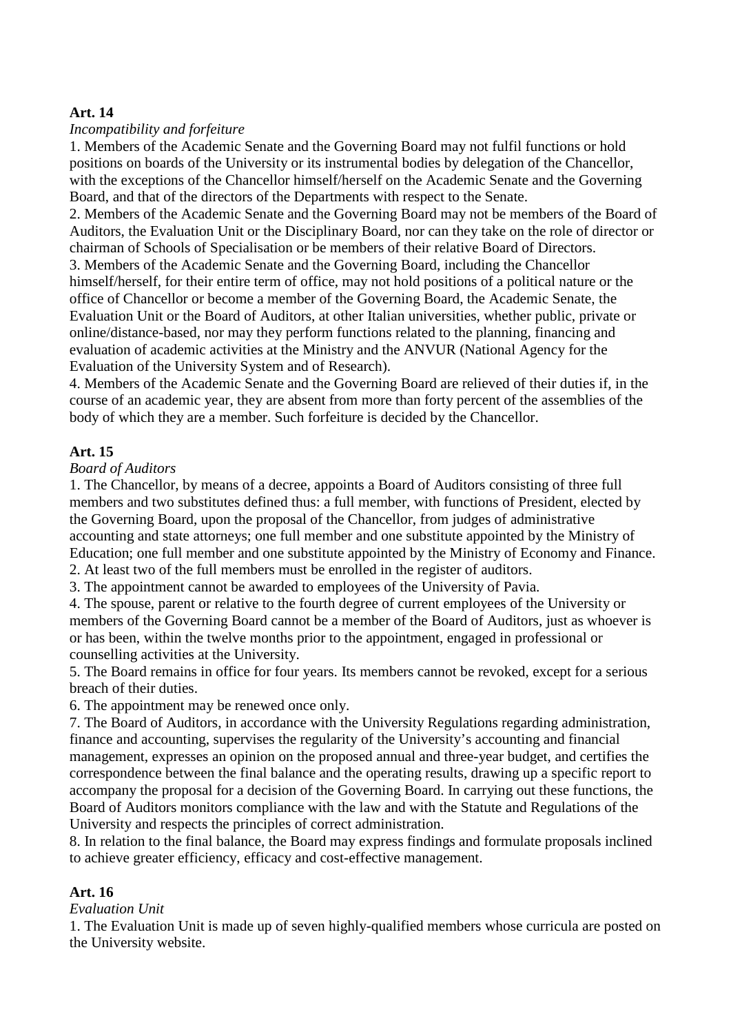**Art. 14**

*Incompatibility and forfeiture*

1. Members of the Academic Senate and the Governing Board may not fulfil functions or hold positions on boards of the University or its instrumental bodies by delegation of the Chancellor, with the exceptions of the Chancellor himself/herself on the Academic Senate and the Governing Board, and that of the directors of the Departments with respect to the Senate.
2. Members of the Academic Senate and the Governing Board may not be members of the Board of Auditors, the Evaluation Unit or the Disciplinary Board, nor can they take on the role of director or chairman of Schools of Specialisation or be members of their relative Board of Directors.
3. Members of the Academic Senate and the Governing Board, including the Chancellor himself/herself, for their entire term of office, may not hold positions of a political nature or the office of Chancellor or become a member of the Governing Board, the Academic Senate, the Evaluation Unit or the Board of Auditors, at other Italian universities, whether public, private or online/distance-based, nor may they perform functions related to the planning, financing and evaluation of academic activities at the Ministry and the ANVUR (National Agency for the Evaluation of the University System and of Research).
4. Members of the Academic Senate and the Governing Board are relieved of their duties if, in the course of an academic year, they are absent from more than forty percent of the assemblies of the body of which they are a member. Such forfeiture is decided by the Chancellor.

**Art. 15**

*Board of Auditors*

1. The Chancellor, by means of a decree, appoints a Board of Auditors consisting of three full members and two substitutes defined thus: a full member, with functions of President, elected by the Governing Board, upon the proposal of the Chancellor, from judges of administrative accounting and state attorneys; one full member and one substitute appointed by the Ministry of Education; one full member and one substitute appointed by the Ministry of Economy and Finance.
2. At least two of the full members must be enrolled in the register of auditors.
3. The appointment cannot be awarded to employees of the University of Pavia.
4. The spouse, parent or relative to the fourth degree of current employees of the University or members of the Governing Board cannot be a member of the Board of Auditors, just as whoever is or has been, within the twelve months prior to the appointment, engaged in professional or counselling activities at the University.
5. The Board remains in office for four years. Its members cannot be revoked, except for a serious breach of their duties.
6. The appointment may be renewed once only.
7. The Board of Auditors, in accordance with the University Regulations regarding administration, finance and accounting, supervises the regularity of the University's accounting and financial management, expresses an opinion on the proposed annual and three-year budget, and certifies the correspondence between the final balance and the operating results, drawing up a specific report to accompany the proposal for a decision of the Governing Board. In carrying out these functions, the Board of Auditors monitors compliance with the law and with the Statute and Regulations of the University and respects the principles of correct administration.
8. In relation to the final balance, the Board may express findings and formulate proposals inclined to achieve greater efficiency, efficacy and cost-effective management.

**Art. 16**

*Evaluation Unit*

1. The Evaluation Unit is made up of seven highly-qualified members whose curricula are posted on the University website.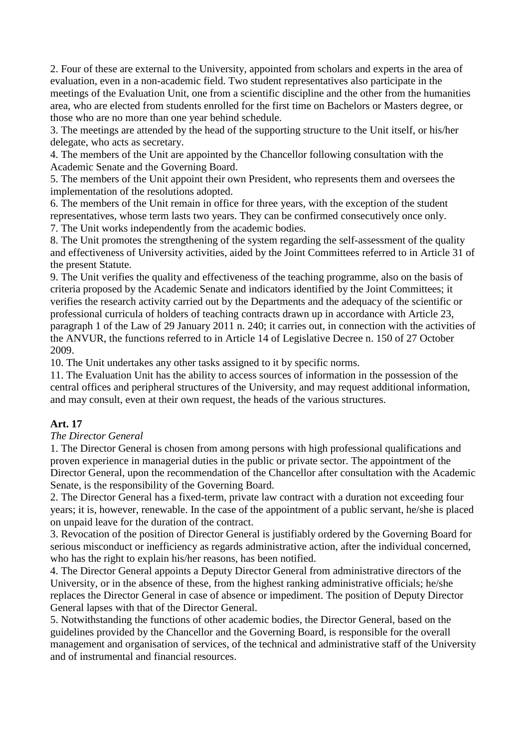2. Four of these are external to the University, appointed from scholars and experts in the area of evaluation, even in a non-academic field. Two student representatives also participate in the meetings of the Evaluation Unit, one from a scientific discipline and the other from the humanities area, who are elected from students enrolled for the first time on Bachelors or Masters degree, or those who are no more than one year behind schedule.
3. The meetings are attended by the head of the supporting structure to the Unit itself, or his/her delegate, who acts as secretary.
4. The members of the Unit are appointed by the Chancellor following consultation with the Academic Senate and the Governing Board.
5. The members of the Unit appoint their own President, who represents them and oversees the implementation of the resolutions adopted.
6. The members of the Unit remain in office for three years, with the exception of the student representatives, whose term lasts two years. They can be confirmed consecutively once only.
7. The Unit works independently from the academic bodies.
8. The Unit promotes the strengthening of the system regarding the self-assessment of the quality and effectiveness of University activities, aided by the Joint Committees referred to in Article 31 of the present Statute.
9. The Unit verifies the quality and effectiveness of the teaching programme, also on the basis of criteria proposed by the Academic Senate and indicators identified by the Joint Committees; it verifies the research activity carried out by the Departments and the adequacy of the scientific or professional curricula of holders of teaching contracts drawn up in accordance with Article 23, paragraph 1 of the Law of 29 January 2011 n. 240; it carries out, in connection with the activities of the ANVUR, the functions referred to in Article 14 of Legislative Decree n. 150 of 27 October 2009.
10. The Unit undertakes any other tasks assigned to it by specific norms.
11. The Evaluation Unit has the ability to access sources of information in the possession of the central offices and peripheral structures of the University, and may request additional information, and may consult, even at their own request, the heads of the various structures.

**Art. 17**

*The Director General*

1. The Director General is chosen from among persons with high professional qualifications and proven experience in managerial duties in the public or private sector. The appointment of the Director General, upon the recommendation of the Chancellor after consultation with the Academic Senate, is the responsibility of the Governing Board.
2. The Director General has a fixed-term, private law contract with a duration not exceeding four years; it is, however, renewable. In the case of the appointment of a public servant, he/she is placed on unpaid leave for the duration of the contract.
3. Revocation of the position of Director General is justifiably ordered by the Governing Board for serious misconduct or inefficiency as regards administrative action, after the individual concerned, who has the right to explain his/her reasons, has been notified.
4. The Director General appoints a Deputy Director General from administrative directors of the University, or in the absence of these, from the highest ranking administrative officials; he/she replaces the Director General in case of absence or impediment. The position of Deputy Director General lapses with that of the Director General.
5. Notwithstanding the functions of other academic bodies, the Director General, based on the guidelines provided by the Chancellor and the Governing Board, is responsible for the overall management and organisation of services, of the technical and administrative staff of the University and of instrumental and financial resources.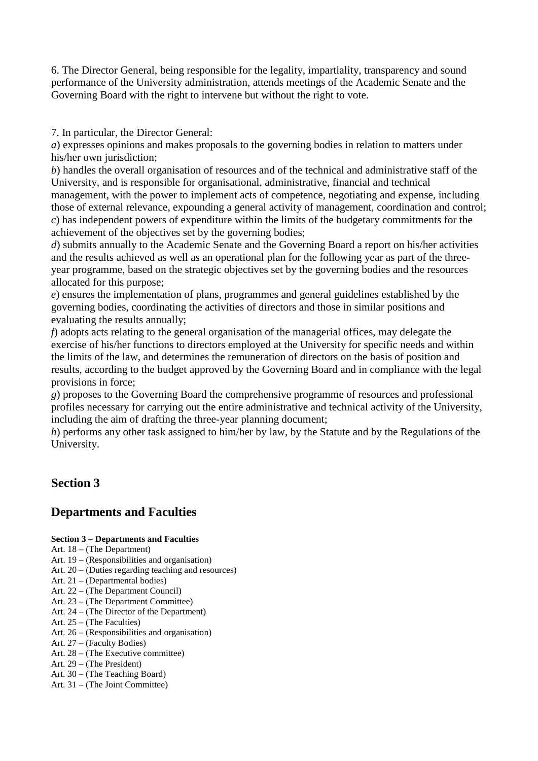6. The Director General, being responsible for the legality, impartiality, transparency and sound performance of the University administration, attends meetings of the Academic Senate and the Governing Board with the right to intervene but without the right to vote.

7. In particular, the Director General:
*a*) expresses opinions and makes proposals to the governing bodies in relation to matters under his/her own jurisdiction;
*b*) handles the overall organisation of resources and of the technical and administrative staff of the University, and is responsible for organisational, administrative, financial and technical management, with the power to implement acts of competence, negotiating and expense, including those of external relevance, expounding a general activity of management, coordination and control;
*c*) has independent powers of expenditure within the limits of the budgetary commitments for the achievement of the objectives set by the governing bodies;
*d*) submits annually to the Academic Senate and the Governing Board a report on his/her activities and the results achieved as well as an operational plan for the following year as part of the three-year programme, based on the strategic objectives set by the governing bodies and the resources allocated for this purpose;
*e*) ensures the implementation of plans, programmes and general guidelines established by the governing bodies, coordinating the activities of directors and those in similar positions and evaluating the results annually;
*f*) adopts acts relating to the general organisation of the managerial offices, may delegate the exercise of his/her functions to directors employed at the University for specific needs and within the limits of the law, and determines the remuneration of directors on the basis of position and results, according to the budget approved by the Governing Board and in compliance with the legal provisions in force;
*g*) proposes to the Governing Board the comprehensive programme of resources and professional profiles necessary for carrying out the entire administrative and technical activity of the University, including the aim of drafting the three-year planning document;
*h*) performs any other task assigned to him/her by law, by the Statute and by the Regulations of the University.

## Section 3

## Departments and Faculties

**Section 3 – Departments and Faculties**
Art. 18 – (The Department)
Art. 19 – (Responsibilities and organisation)
Art. 20 – (Duties regarding teaching and resources)
Art. 21 – (Departmental bodies)
Art. 22 – (The Department Council)
Art. 23 – (The Department Committee)
Art. 24 – (The Director of the Department)
Art. 25 – (The Faculties)
Art. 26 – (Responsibilities and organisation)
Art. 27 – (Faculty Bodies)
Art. 28 – (The Executive committee)
Art. 29 – (The President)
Art. 30 – (The Teaching Board)
Art. 31 – (The Joint Committee)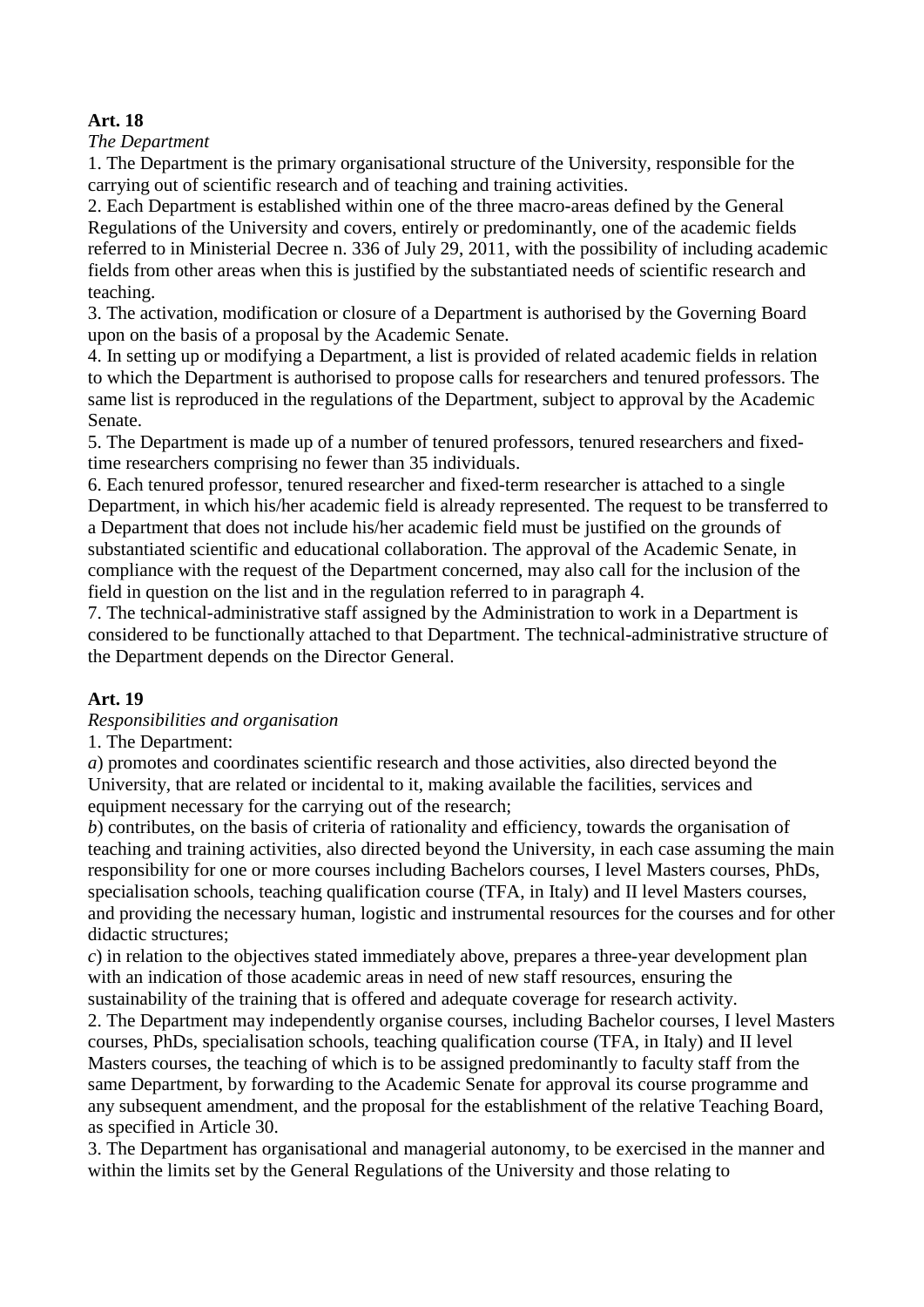**Art. 18**

*The Department*

1. The Department is the primary organisational structure of the University, responsible for the carrying out of scientific research and of teaching and training activities.
2. Each Department is established within one of the three macro-areas defined by the General Regulations of the University and covers, entirely or predominantly, one of the academic fields referred to in Ministerial Decree n. 336 of July 29, 2011, with the possibility of including academic fields from other areas when this is justified by the substantiated needs of scientific research and teaching.
3. The activation, modification or closure of a Department is authorised by the Governing Board upon on the basis of a proposal by the Academic Senate.
4. In setting up or modifying a Department, a list is provided of related academic fields in relation to which the Department is authorised to propose calls for researchers and tenured professors. The same list is reproduced in the regulations of the Department, subject to approval by the Academic Senate.
5. The Department is made up of a number of tenured professors, tenured researchers and fixed-time researchers comprising no fewer than 35 individuals.
6. Each tenured professor, tenured researcher and fixed-term researcher is attached to a single Department, in which his/her academic field is already represented. The request to be transferred to a Department that does not include his/her academic field must be justified on the grounds of substantiated scientific and educational collaboration. The approval of the Academic Senate, in compliance with the request of the Department concerned, may also call for the inclusion of the field in question on the list and in the regulation referred to in paragraph 4.
7. The technical-administrative staff assigned by the Administration to work in a Department is considered to be functionally attached to that Department. The technical-administrative structure of the Department depends on the Director General.

**Art. 19**

*Responsibilities and organisation*

1. The Department:

*a*) promotes and coordinates scientific research and those activities, also directed beyond the University, that are related or incidental to it, making available the facilities, services and equipment necessary for the carrying out of the research;

*b*) contributes, on the basis of criteria of rationality and efficiency, towards the organisation of teaching and training activities, also directed beyond the University, in each case assuming the main responsibility for one or more courses including Bachelors courses, I level Masters courses, PhDs, specialisation schools, teaching qualification course (TFA, in Italy) and II level Masters courses, and providing the necessary human, logistic and instrumental resources for the courses and for other didactic structures;

*c*) in relation to the objectives stated immediately above, prepares a three-year development plan with an indication of those academic areas in need of new staff resources, ensuring the sustainability of the training that is offered and adequate coverage for research activity.

2. The Department may independently organise courses, including Bachelor courses, I level Masters courses, PhDs, specialisation schools, teaching qualification course (TFA, in Italy) and II level Masters courses, the teaching of which is to be assigned predominantly to faculty staff from the same Department, by forwarding to the Academic Senate for approval its course programme and any subsequent amendment, and the proposal for the establishment of the relative Teaching Board, as specified in Article 30.
3. The Department has organisational and managerial autonomy, to be exercised in the manner and within the limits set by the General Regulations of the University and those relating to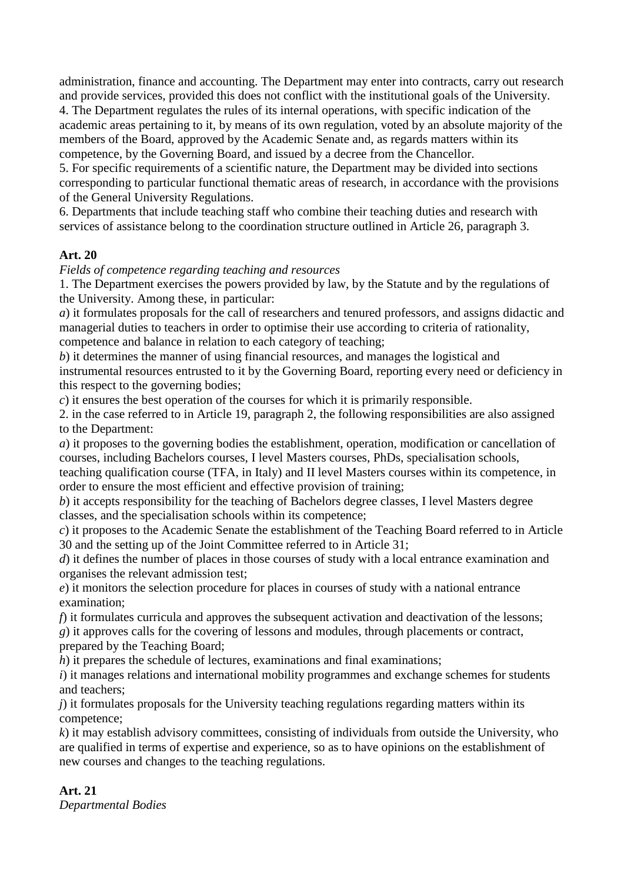administration, finance and accounting. The Department may enter into contracts, carry out research and provide services, provided this does not conflict with the institutional goals of the University.

4. The Department regulates the rules of its internal operations, with specific indication of the academic areas pertaining to it, by means of its own regulation, voted by an absolute majority of the members of the Board, approved by the Academic Senate and, as regards matters within its competence, by the Governing Board, and issued by a decree from the Chancellor.

5. For specific requirements of a scientific nature, the Department may be divided into sections corresponding to particular functional thematic areas of research, in accordance with the provisions of the General University Regulations.

6. Departments that include teaching staff who combine their teaching duties and research with services of assistance belong to the coordination structure outlined in Article 26, paragraph 3.

**Art. 20**

*Fields of competence regarding teaching and resources*

1. The Department exercises the powers provided by law, by the Statute and by the regulations of the University. Among these, in particular:

*a*) it formulates proposals for the call of researchers and tenured professors, and assigns didactic and managerial duties to teachers in order to optimise their use according to criteria of rationality, competence and balance in relation to each category of teaching;

*b*) it determines the manner of using financial resources, and manages the logistical and instrumental resources entrusted to it by the Governing Board, reporting every need or deficiency in this respect to the governing bodies;

*c*) it ensures the best operation of the courses for which it is primarily responsible.

2. in the case referred to in Article 19, paragraph 2, the following responsibilities are also assigned to the Department:

*a*) it proposes to the governing bodies the establishment, operation, modification or cancellation of courses, including Bachelors courses, I level Masters courses, PhDs, specialisation schools, teaching qualification course (TFA, in Italy) and II level Masters courses within its competence, in order to ensure the most efficient and effective provision of training;

*b*) it accepts responsibility for the teaching of Bachelors degree classes, I level Masters degree classes, and the specialisation schools within its competence;

*c*) it proposes to the Academic Senate the establishment of the Teaching Board referred to in Article 30 and the setting up of the Joint Committee referred to in Article 31;

*d*) it defines the number of places in those courses of study with a local entrance examination and organises the relevant admission test;

*e*) it monitors the selection procedure for places in courses of study with a national entrance examination;

*f*) it formulates curricula and approves the subsequent activation and deactivation of the lessons;

*g*) it approves calls for the covering of lessons and modules, through placements or contract, prepared by the Teaching Board;

*h*) it prepares the schedule of lectures, examinations and final examinations;

*i*) it manages relations and international mobility programmes and exchange schemes for students and teachers;

*j*) it formulates proposals for the University teaching regulations regarding matters within its competence;

*k*) it may establish advisory committees, consisting of individuals from outside the University, who are qualified in terms of expertise and experience, so as to have opinions on the establishment of new courses and changes to the teaching regulations.

**Art. 21**

*Departmental Bodies*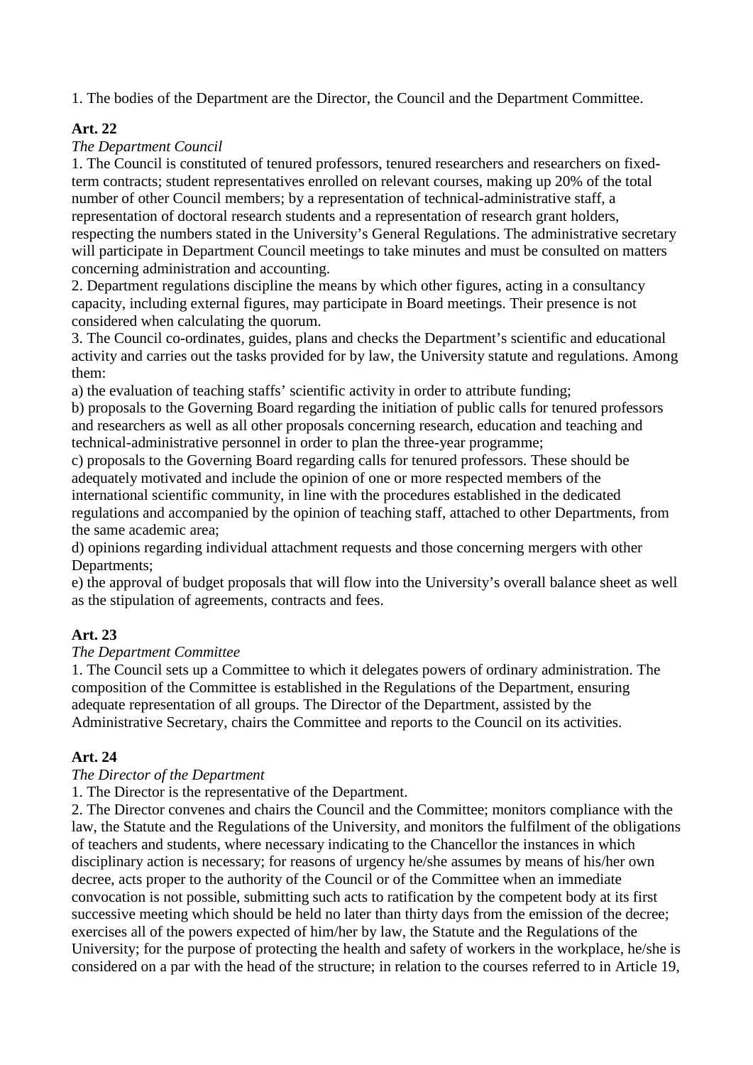1. The bodies of the Department are the Director, the Council and the Department Committee.

**Art. 22**

*The Department Council*

1. The Council is constituted of tenured professors, tenured researchers and researchers on fixed-term contracts; student representatives enrolled on relevant courses, making up 20% of the total number of other Council members; by a representation of technical-administrative staff, a representation of doctoral research students and a representation of research grant holders, respecting the numbers stated in the University's General Regulations. The administrative secretary will participate in Department Council meetings to take minutes and must be consulted on matters concerning administration and accounting.
2. Department regulations discipline the means by which other figures, acting in a consultancy capacity, including external figures, may participate in Board meetings. Their presence is not considered when calculating the quorum.
3. The Council co-ordinates, guides, plans and checks the Department's scientific and educational activity and carries out the tasks provided for by law, the University statute and regulations. Among them:

a) the evaluation of teaching staffs' scientific activity in order to attribute funding;

b) proposals to the Governing Board regarding the initiation of public calls for tenured professors and researchers as well as all other proposals concerning research, education and teaching and technical-administrative personnel in order to plan the three-year programme;

c) proposals to the Governing Board regarding calls for tenured professors. These should be adequately motivated and include the opinion of one or more respected members of the international scientific community, in line with the procedures established in the dedicated regulations and accompanied by the opinion of teaching staff, attached to other Departments, from the same academic area;

d) opinions regarding individual attachment requests and those concerning mergers with other Departments;

e) the approval of budget proposals that will flow into the University's overall balance sheet as well as the stipulation of agreements, contracts and fees.

**Art. 23**

*The Department Committee*

1. The Council sets up a Committee to which it delegates powers of ordinary administration. The composition of the Committee is established in the Regulations of the Department, ensuring adequate representation of all groups. The Director of the Department, assisted by the Administrative Secretary, chairs the Committee and reports to the Council on its activities.

**Art. 24**

*The Director of the Department*

1. The Director is the representative of the Department.
2. The Director convenes and chairs the Council and the Committee; monitors compliance with the law, the Statute and the Regulations of the University, and monitors the fulfilment of the obligations of teachers and students, where necessary indicating to the Chancellor the instances in which disciplinary action is necessary; for reasons of urgency he/she assumes by means of his/her own decree, acts proper to the authority of the Council or of the Committee when an immediate convocation is not possible, submitting such acts to ratification by the competent body at its first successive meeting which should be held no later than thirty days from the emission of the decree; exercises all of the powers expected of him/her by law, the Statute and the Regulations of the University; for the purpose of protecting the health and safety of workers in the workplace, he/she is considered on a par with the head of the structure; in relation to the courses referred to in Article 19,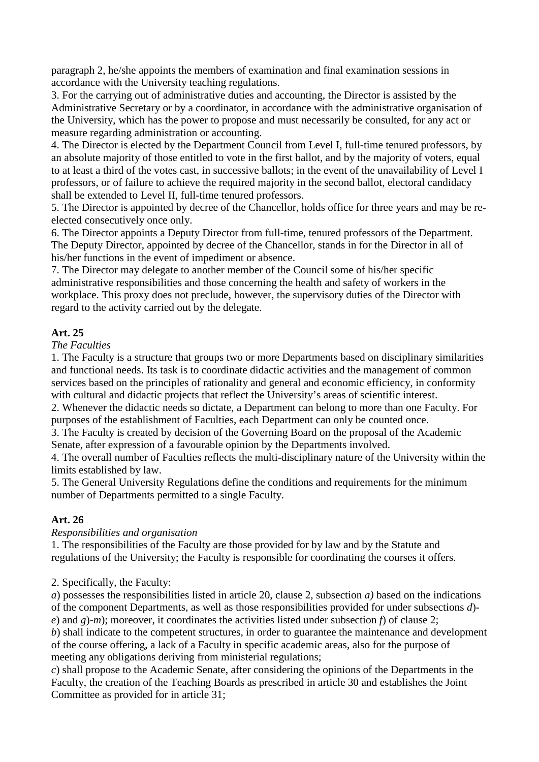paragraph 2, he/she appoints the members of examination and final examination sessions in accordance with the University teaching regulations.

3. For the carrying out of administrative duties and accounting, the Director is assisted by the Administrative Secretary or by a coordinator, in accordance with the administrative organisation of the University, which has the power to propose and must necessarily be consulted, for any act or measure regarding administration or accounting.

4. The Director is elected by the Department Council from Level I, full-time tenured professors, by an absolute majority of those entitled to vote in the first ballot, and by the majority of voters, equal to at least a third of the votes cast, in successive ballots; in the event of the unavailability of Level I professors, or of failure to achieve the required majority in the second ballot, electoral candidacy shall be extended to Level II, full-time tenured professors.

5. The Director is appointed by decree of the Chancellor, holds office for three years and may be re-elected consecutively once only.

6. The Director appoints a Deputy Director from full-time, tenured professors of the Department. The Deputy Director, appointed by decree of the Chancellor, stands in for the Director in all of his/her functions in the event of impediment or absence.

7. The Director may delegate to another member of the Council some of his/her specific administrative responsibilities and those concerning the health and safety of workers in the workplace. This proxy does not preclude, however, the supervisory duties of the Director with regard to the activity carried out by the delegate.

**Art. 25**

*The Faculties*

1. The Faculty is a structure that groups two or more Departments based on disciplinary similarities and functional needs. Its task is to coordinate didactic activities and the management of common services based on the principles of rationality and general and economic efficiency, in conformity with cultural and didactic projects that reflect the University's areas of scientific interest.

2. Whenever the didactic needs so dictate, a Department can belong to more than one Faculty. For purposes of the establishment of Faculties, each Department can only be counted once.

3. The Faculty is created by decision of the Governing Board on the proposal of the Academic Senate, after expression of a favourable opinion by the Departments involved.

4. The overall number of Faculties reflects the multi-disciplinary nature of the University within the limits established by law.

5. The General University Regulations define the conditions and requirements for the minimum number of Departments permitted to a single Faculty.

**Art. 26**

*Responsibilities and organisation*

1. The responsibilities of the Faculty are those provided for by law and by the Statute and regulations of the University; the Faculty is responsible for coordinating the courses it offers.

2. Specifically, the Faculty:

*a*) possesses the responsibilities listed in article 20, clause 2, subsection *a)* based on the indications of the component Departments, as well as those responsibilities provided for under subsections *d*)-*e*) and *g*)-*m*); moreover, it coordinates the activities listed under subsection *f*) of clause 2;

*b*) shall indicate to the competent structures, in order to guarantee the maintenance and development of the course offering, a lack of a Faculty in specific academic areas, also for the purpose of meeting any obligations deriving from ministerial regulations;

*c*) shall propose to the Academic Senate, after considering the opinions of the Departments in the Faculty, the creation of the Teaching Boards as prescribed in article 30 and establishes the Joint Committee as provided for in article 31;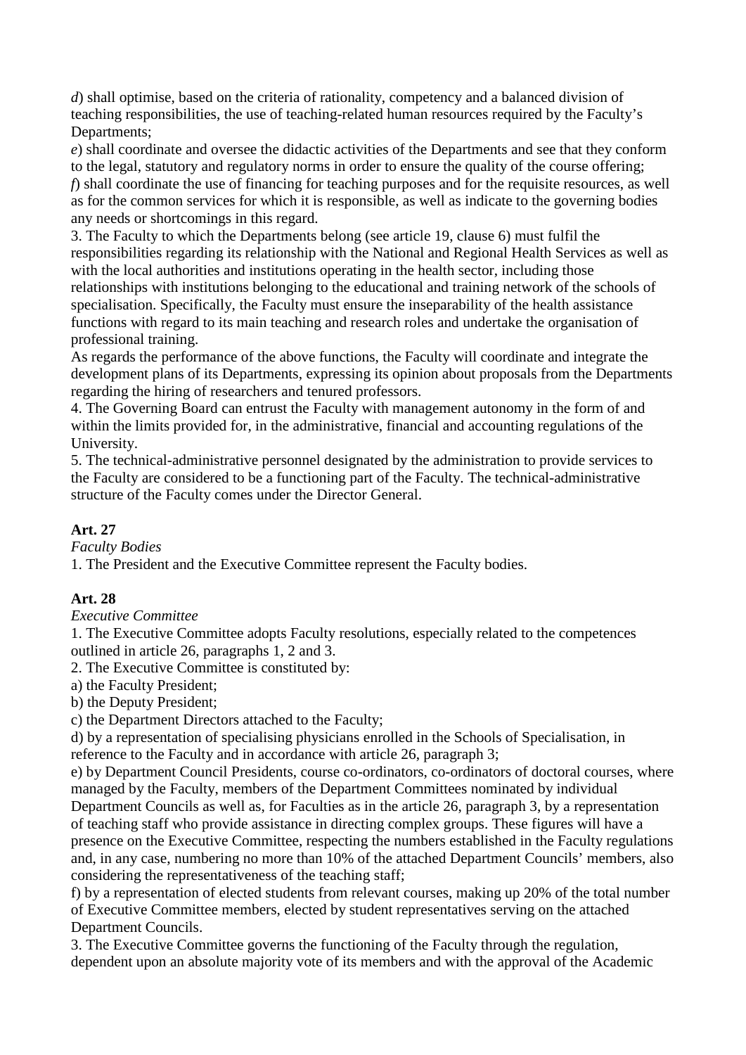*d*) shall optimise, based on the criteria of rationality, competency and a balanced division of teaching responsibilities, the use of teaching-related human resources required by the Faculty's Departments;

*e*) shall coordinate and oversee the didactic activities of the Departments and see that they conform to the legal, statutory and regulatory norms in order to ensure the quality of the course offering;

*f*) shall coordinate the use of financing for teaching purposes and for the requisite resources, as well as for the common services for which it is responsible, as well as indicate to the governing bodies any needs or shortcomings in this regard.

3. The Faculty to which the Departments belong (see article 19, clause 6) must fulfil the responsibilities regarding its relationship with the National and Regional Health Services as well as with the local authorities and institutions operating in the health sector, including those relationships with institutions belonging to the educational and training network of the schools of specialisation. Specifically, the Faculty must ensure the inseparability of the health assistance functions with regard to its main teaching and research roles and undertake the organisation of professional training.

As regards the performance of the above functions, the Faculty will coordinate and integrate the development plans of its Departments, expressing its opinion about proposals from the Departments regarding the hiring of researchers and tenured professors.

4. The Governing Board can entrust the Faculty with management autonomy in the form of and within the limits provided for, in the administrative, financial and accounting regulations of the University.

5. The technical-administrative personnel designated by the administration to provide services to the Faculty are considered to be a functioning part of the Faculty. The technical-administrative structure of the Faculty comes under the Director General.

**Art. 27**

*Faculty Bodies*

1. The President and the Executive Committee represent the Faculty bodies.

**Art. 28**

*Executive Committee*

1. The Executive Committee adopts Faculty resolutions, especially related to the competences outlined in article 26, paragraphs 1, 2 and 3.

2. The Executive Committee is constituted by:

a) the Faculty President;

b) the Deputy President;

c) the Department Directors attached to the Faculty;

d) by a representation of specialising physicians enrolled in the Schools of Specialisation, in reference to the Faculty and in accordance with article 26, paragraph 3;

e) by Department Council Presidents, course co-ordinators, co-ordinators of doctoral courses, where managed by the Faculty, members of the Department Committees nominated by individual Department Councils as well as, for Faculties as in the article 26, paragraph 3, by a representation of teaching staff who provide assistance in directing complex groups. These figures will have a presence on the Executive Committee, respecting the numbers established in the Faculty regulations and, in any case, numbering no more than 10% of the attached Department Councils' members, also considering the representativeness of the teaching staff;

f) by a representation of elected students from relevant courses, making up 20% of the total number of Executive Committee members, elected by student representatives serving on the attached Department Councils.

3. The Executive Committee governs the functioning of the Faculty through the regulation, dependent upon an absolute majority vote of its members and with the approval of the Academic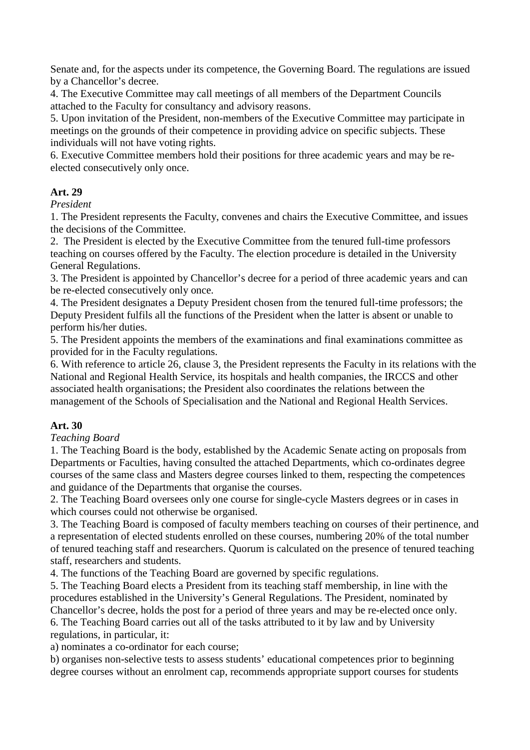Senate and, for the aspects under its competence, the Governing Board. The regulations are issued by a Chancellor's decree.

4. The Executive Committee may call meetings of all members of the Department Councils attached to the Faculty for consultancy and advisory reasons.

5. Upon invitation of the President, non-members of the Executive Committee may participate in meetings on the grounds of their competence in providing advice on specific subjects. These individuals will not have voting rights.

6. Executive Committee members hold their positions for three academic years and may be re-elected consecutively only once.

**Art. 29**

*President*

1. The President represents the Faculty, convenes and chairs the Executive Committee, and issues the decisions of the Committee.

2. The President is elected by the Executive Committee from the tenured full-time professors teaching on courses offered by the Faculty. The election procedure is detailed in the University General Regulations.

3. The President is appointed by Chancellor's decree for a period of three academic years and can be re-elected consecutively only once.

4. The President designates a Deputy President chosen from the tenured full-time professors; the Deputy President fulfils all the functions of the President when the latter is absent or unable to perform his/her duties.

5. The President appoints the members of the examinations and final examinations committee as provided for in the Faculty regulations.

6. With reference to article 26, clause 3, the President represents the Faculty in its relations with the National and Regional Health Service, its hospitals and health companies, the IRCCS and other associated health organisations; the President also coordinates the relations between the management of the Schools of Specialisation and the National and Regional Health Services.

**Art. 30**

*Teaching Board*

1. The Teaching Board is the body, established by the Academic Senate acting on proposals from Departments or Faculties, having consulted the attached Departments, which co-ordinates degree courses of the same class and Masters degree courses linked to them, respecting the competences and guidance of the Departments that organise the courses.

2. The Teaching Board oversees only one course for single-cycle Masters degrees or in cases in which courses could not otherwise be organised.

3. The Teaching Board is composed of faculty members teaching on courses of their pertinence, and a representation of elected students enrolled on these courses, numbering 20% of the total number of tenured teaching staff and researchers. Quorum is calculated on the presence of tenured teaching staff, researchers and students.

4. The functions of the Teaching Board are governed by specific regulations.

5. The Teaching Board elects a President from its teaching staff membership, in line with the procedures established in the University's General Regulations. The President, nominated by Chancellor's decree, holds the post for a period of three years and may be re-elected once only.

6. The Teaching Board carries out all of the tasks attributed to it by law and by University regulations, in particular, it:

a) nominates a co-ordinator for each course;

b) organises non-selective tests to assess students' educational competences prior to beginning degree courses without an enrolment cap, recommends appropriate support courses for students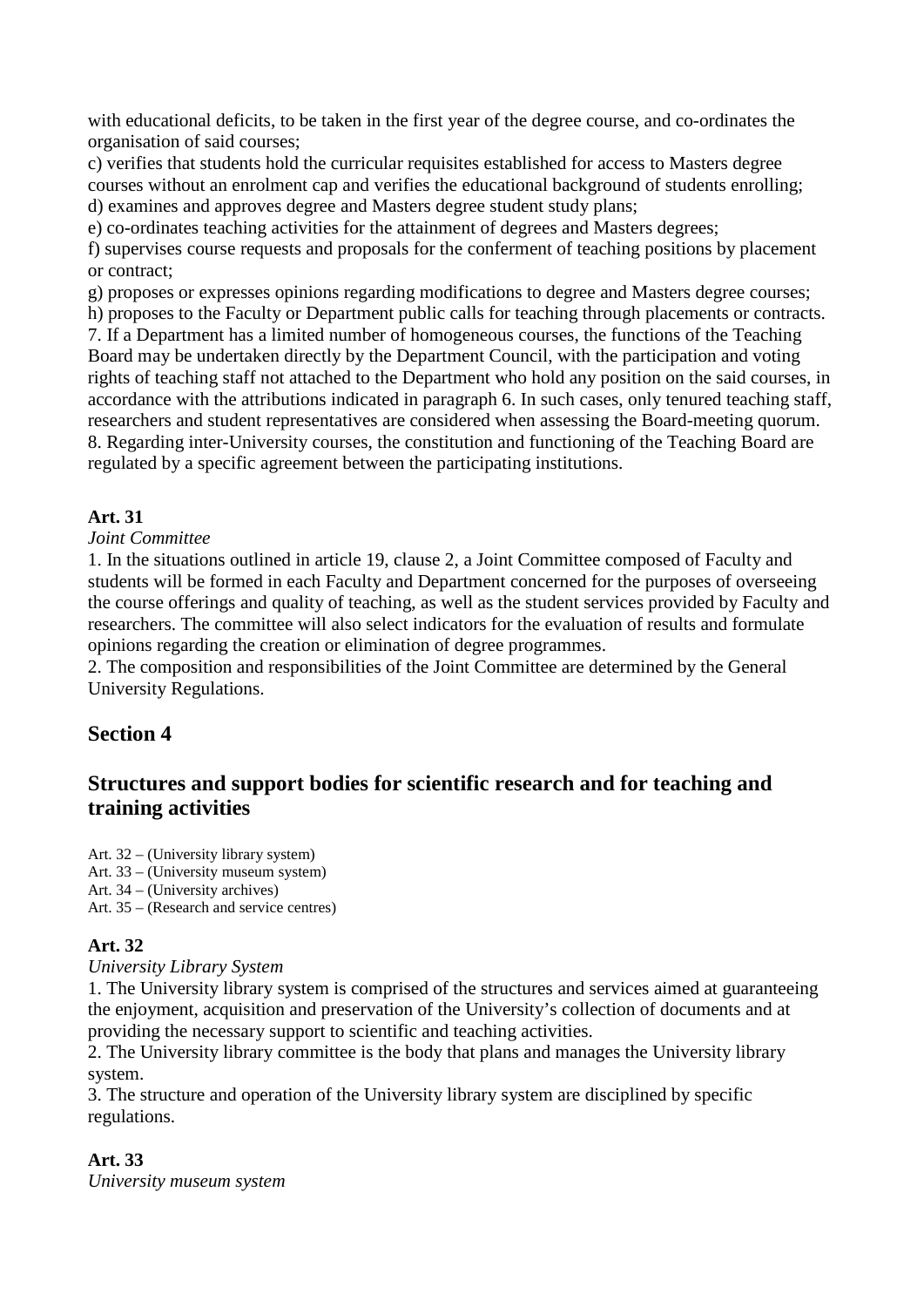with educational deficits, to be taken in the first year of the degree course, and co-ordinates the organisation of said courses;

c) verifies that students hold the curricular requisites established for access to Masters degree courses without an enrolment cap and verifies the educational background of students enrolling;

d) examines and approves degree and Masters degree student study plans;

e) co-ordinates teaching activities for the attainment of degrees and Masters degrees;

f) supervises course requests and proposals for the conferment of teaching positions by placement or contract;

g) proposes or expresses opinions regarding modifications to degree and Masters degree courses;

h) proposes to the Faculty or Department public calls for teaching through placements or contracts.

7. If a Department has a limited number of homogeneous courses, the functions of the Teaching Board may be undertaken directly by the Department Council, with the participation and voting rights of teaching staff not attached to the Department who hold any position on the said courses, in accordance with the attributions indicated in paragraph 6. In such cases, only tenured teaching staff, researchers and student representatives are considered when assessing the Board-meeting quorum.

8. Regarding inter-University courses, the constitution and functioning of the Teaching Board are regulated by a specific agreement between the participating institutions.

**Art. 31**

*Joint Committee*

1. In the situations outlined in article 19, clause 2, a Joint Committee composed of Faculty and students will be formed in each Faculty and Department concerned for the purposes of overseeing the course offerings and quality of teaching, as well as the student services provided by Faculty and researchers. The committee will also select indicators for the evaluation of results and formulate opinions regarding the creation or elimination of degree programmes.

2. The composition and responsibilities of the Joint Committee are determined by the General University Regulations.

## Section 4

## Structures and support bodies for scientific research and for teaching and training activities

Art. 32 – (University library system)
Art. 33 – (University museum system)
Art. 34 – (University archives)
Art. 35 – (Research and service centres)

**Art. 32**

*University Library System*

1. The University library system is comprised of the structures and services aimed at guaranteeing the enjoyment, acquisition and preservation of the University's collection of documents and at providing the necessary support to scientific and teaching activities.

2. The University library committee is the body that plans and manages the University library system.

3. The structure and operation of the University library system are disciplined by specific regulations.

**Art. 33**

*University museum system*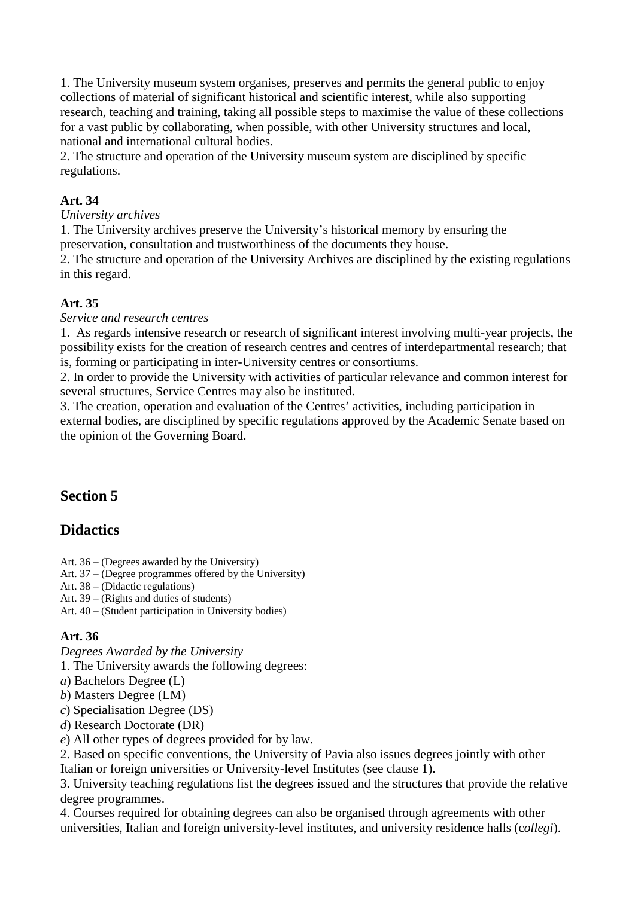1. The University museum system organises, preserves and permits the general public to enjoy collections of material of significant historical and scientific interest, while also supporting research, teaching and training, taking all possible steps to maximise the value of these collections for a vast public by collaborating, when possible, with other University structures and local, national and international cultural bodies.
2. The structure and operation of the University museum system are disciplined by specific regulations.

**Art. 34**

*University archives*

1. The University archives preserve the University's historical memory by ensuring the preservation, consultation and trustworthiness of the documents they house.
2. The structure and operation of the University Archives are disciplined by the existing regulations in this regard.

**Art. 35**

*Service and research centres*

1. As regards intensive research or research of significant interest involving multi-year projects, the possibility exists for the creation of research centres and centres of interdepartmental research; that is, forming or participating in inter-University centres or consortiums.
2. In order to provide the University with activities of particular relevance and common interest for several structures, Service Centres may also be instituted.
3. The creation, operation and evaluation of the Centres' activities, including participation in external bodies, are disciplined by specific regulations approved by the Academic Senate based on the opinion of the Governing Board.

## Section 5

## Didactics

Art. 36 – (Degrees awarded by the University)
Art. 37 – (Degree programmes offered by the University)
Art. 38 – (Didactic regulations)
Art. 39 – (Rights and duties of students)
Art. 40 – (Student participation in University bodies)

**Art. 36**

*Degrees Awarded by the University*

1. The University awards the following degrees:
*a*) Bachelors Degree (L)
*b*) Masters Degree (LM)
*c*) Specialisation Degree (DS)
*d*) Research Doctorate (DR)
*e*) All other types of degrees provided for by law.
2. Based on specific conventions, the University of Pavia also issues degrees jointly with other Italian or foreign universities or University-level Institutes (see clause 1).
3. University teaching regulations list the degrees issued and the structures that provide the relative degree programmes.
4. Courses required for obtaining degrees can also be organised through agreements with other universities, Italian and foreign university-level institutes, and university residence halls (*collegi*).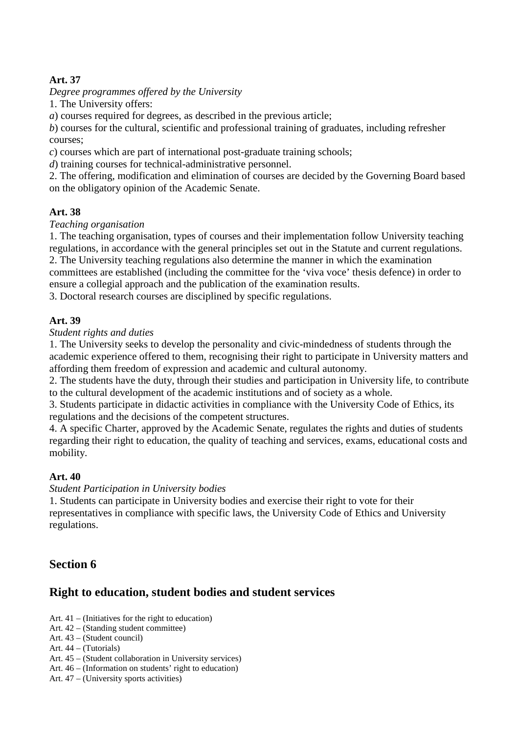**Art. 37**

*Degree programmes offered by the University*

1. The University offers:

*a*) courses required for degrees, as described in the previous article;

*b*) courses for the cultural, scientific and professional training of graduates, including refresher courses;

*c*) courses which are part of international post-graduate training schools;

*d*) training courses for technical-administrative personnel.

2. The offering, modification and elimination of courses are decided by the Governing Board based on the obligatory opinion of the Academic Senate.

**Art. 38**

*Teaching organisation*

1. The teaching organisation, types of courses and their implementation follow University teaching regulations, in accordance with the general principles set out in the Statute and current regulations.
2. The University teaching regulations also determine the manner in which the examination committees are established (including the committee for the 'viva voce' thesis defence) in order to ensure a collegial approach and the publication of the examination results.
3. Doctoral research courses are disciplined by specific regulations.

**Art. 39**

*Student rights and duties*

1. The University seeks to develop the personality and civic-mindedness of students through the academic experience offered to them, recognising their right to participate in University matters and affording them freedom of expression and academic and cultural autonomy.
2. The students have the duty, through their studies and participation in University life, to contribute to the cultural development of the academic institutions and of society as a whole.
3. Students participate in didactic activities in compliance with the University Code of Ethics, its regulations and the decisions of the competent structures.
4. A specific Charter, approved by the Academic Senate, regulates the rights and duties of students regarding their right to education, the quality of teaching and services, exams, educational costs and mobility.

**Art. 40**

*Student Participation in University bodies*

1. Students can participate in University bodies and exercise their right to vote for their representatives in compliance with specific laws, the University Code of Ethics and University regulations.

## Section 6

## Right to education, student bodies and student services

Art. 41 – (Initiatives for the right to education)
Art. 42 – (Standing student committee)
Art. 43 – (Student council)
Art. 44 – (Tutorials)
Art. 45 – (Student collaboration in University services)
Art. 46 – (Information on students' right to education)
Art. 47 – (University sports activities)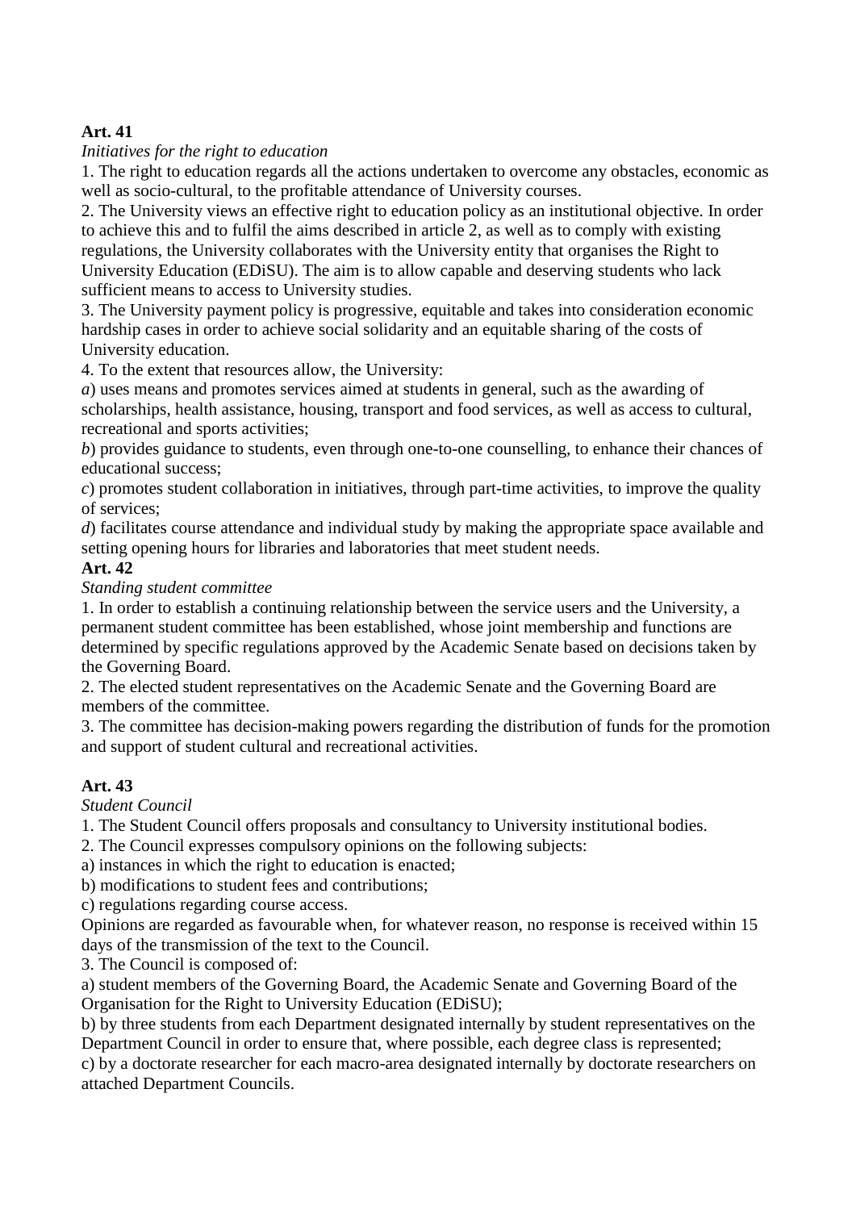**Art. 41**

*Initiatives for the right to education*

1. The right to education regards all the actions undertaken to overcome any obstacles, economic as well as socio-cultural, to the profitable attendance of University courses.

2. The University views an effective right to education policy as an institutional objective. In order to achieve this and to fulfil the aims described in article 2, as well as to comply with existing regulations, the University collaborates with the University entity that organises the Right to University Education (EDiSU). The aim is to allow capable and deserving students who lack sufficient means to access to University studies.

3. The University payment policy is progressive, equitable and takes into consideration economic hardship cases in order to achieve social solidarity and an equitable sharing of the costs of University education.

4. To the extent that resources allow, the University:

*a*) uses means and promotes services aimed at students in general, such as the awarding of scholarships, health assistance, housing, transport and food services, as well as access to cultural, recreational and sports activities;

*b*) provides guidance to students, even through one-to-one counselling, to enhance their chances of educational success;

*c*) promotes student collaboration in initiatives, through part-time activities, to improve the quality of services;

*d*) facilitates course attendance and individual study by making the appropriate space available and setting opening hours for libraries and laboratories that meet student needs.

**Art. 42**

*Standing student committee*

1. In order to establish a continuing relationship between the service users and the University, a permanent student committee has been established, whose joint membership and functions are determined by specific regulations approved by the Academic Senate based on decisions taken by the Governing Board.

2. The elected student representatives on the Academic Senate and the Governing Board are members of the committee.

3. The committee has decision-making powers regarding the distribution of funds for the promotion and support of student cultural and recreational activities.

**Art. 43**

*Student Council*

1. The Student Council offers proposals and consultancy to University institutional bodies.

2. The Council expresses compulsory opinions on the following subjects:

a) instances in which the right to education is enacted;

b) modifications to student fees and contributions;

c) regulations regarding course access.

Opinions are regarded as favourable when, for whatever reason, no response is received within 15 days of the transmission of the text to the Council.

3. The Council is composed of:

a) student members of the Governing Board, the Academic Senate and Governing Board of the Organisation for the Right to University Education (EDiSU);

b) by three students from each Department designated internally by student representatives on the Department Council in order to ensure that, where possible, each degree class is represented;

c) by a doctorate researcher for each macro-area designated internally by doctorate researchers on attached Department Councils.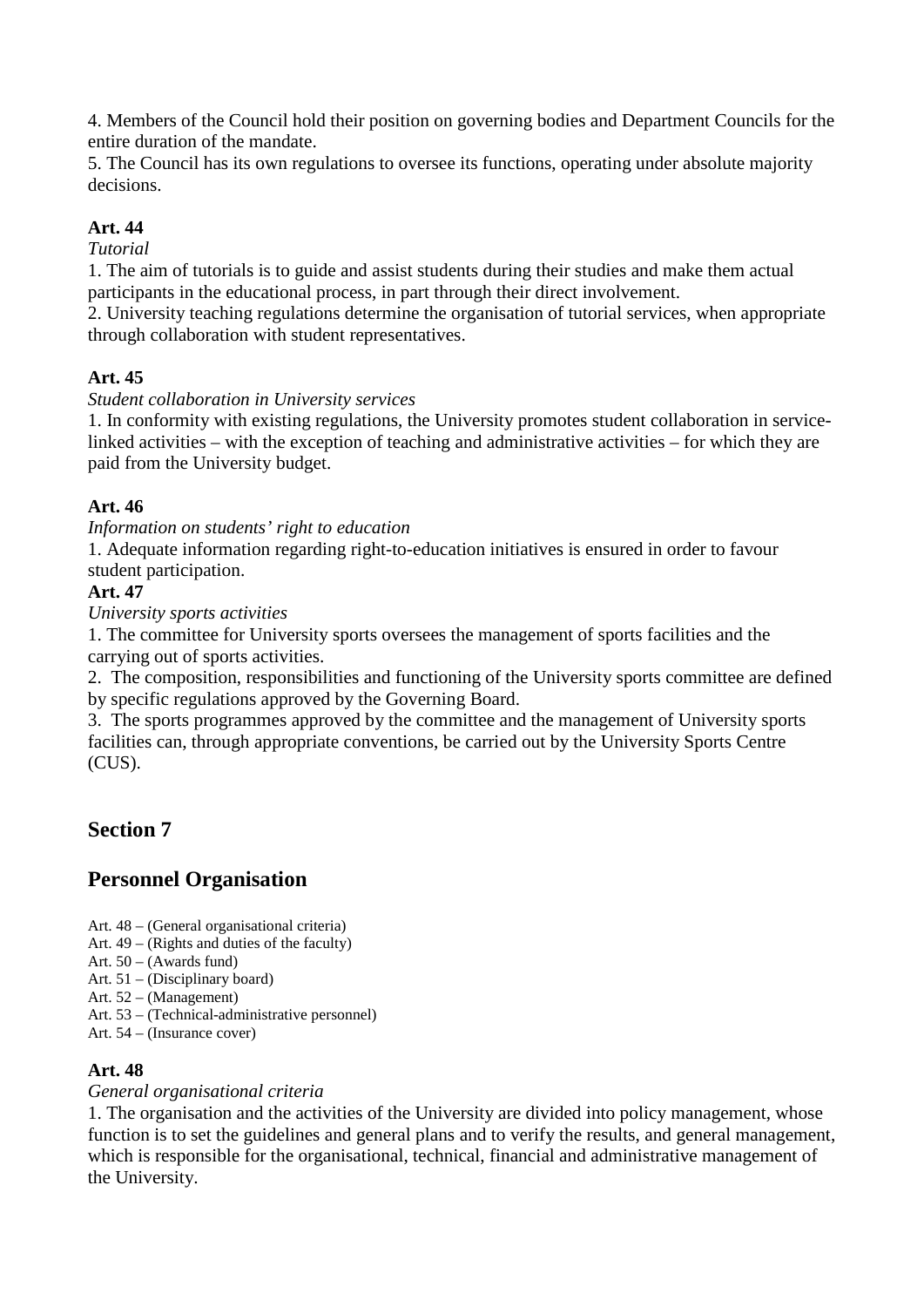4. Members of the Council hold their position on governing bodies and Department Councils for the entire duration of the mandate.
5. The Council has its own regulations to oversee its functions, operating under absolute majority decisions.

**Art. 44**

*Tutorial*

1. The aim of tutorials is to guide and assist students during their studies and make them actual participants in the educational process, in part through their direct involvement.
2. University teaching regulations determine the organisation of tutorial services, when appropriate through collaboration with student representatives.

**Art. 45**

*Student collaboration in University services*

1. In conformity with existing regulations, the University promotes student collaboration in service-linked activities – with the exception of teaching and administrative activities – for which they are paid from the University budget.

**Art. 46**

*Information on students' right to education*

1. Adequate information regarding right-to-education initiatives is ensured in order to favour student participation.

**Art. 47**

*University sports activities*

1. The committee for University sports oversees the management of sports facilities and the carrying out of sports activities.
2. The composition, responsibilities and functioning of the University sports committee are defined by specific regulations approved by the Governing Board.
3. The sports programmes approved by the committee and the management of University sports facilities can, through appropriate conventions, be carried out by the University Sports Centre (CUS).

## Section 7

## Personnel Organisation

Art. 48 – (General organisational criteria)
Art. 49 – (Rights and duties of the faculty)
Art. 50 – (Awards fund)
Art. 51 – (Disciplinary board)
Art. 52 – (Management)
Art. 53 – (Technical-administrative personnel)
Art. 54 – (Insurance cover)

**Art. 48**

*General organisational criteria*

1. The organisation and the activities of the University are divided into policy management, whose function is to set the guidelines and general plans and to verify the results, and general management, which is responsible for the organisational, technical, financial and administrative management of the University.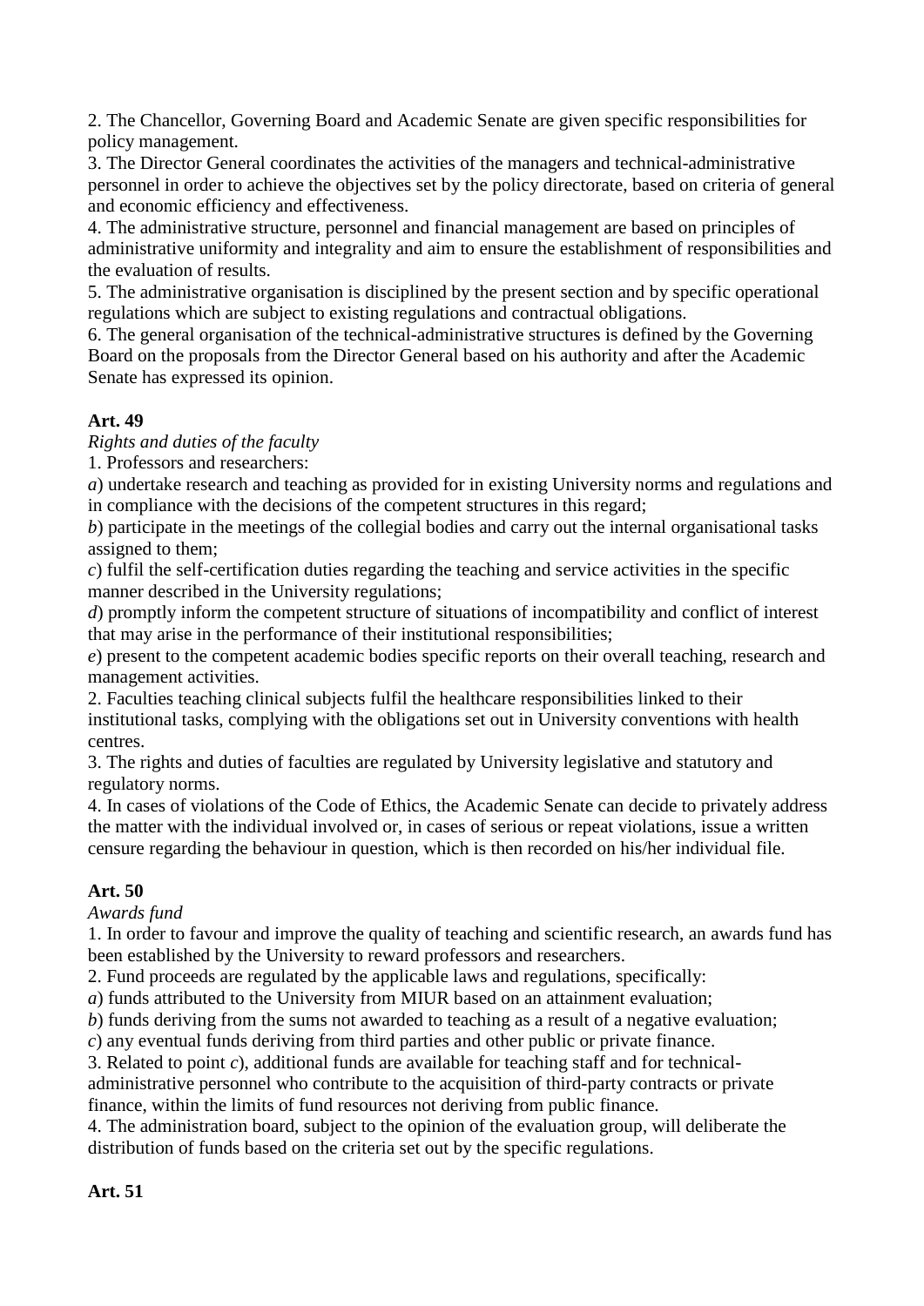2. The Chancellor, Governing Board and Academic Senate are given specific responsibilities for policy management.

3. The Director General coordinates the activities of the managers and technical-administrative personnel in order to achieve the objectives set by the policy directorate, based on criteria of general and economic efficiency and effectiveness.

4. The administrative structure, personnel and financial management are based on principles of administrative uniformity and integrality and aim to ensure the establishment of responsibilities and the evaluation of results.

5. The administrative organisation is disciplined by the present section and by specific operational regulations which are subject to existing regulations and contractual obligations.

6. The general organisation of the technical-administrative structures is defined by the Governing Board on the proposals from the Director General based on his authority and after the Academic Senate has expressed its opinion.

**Art. 49**

*Rights and duties of the faculty*

1. Professors and researchers:

*a*) undertake research and teaching as provided for in existing University norms and regulations and in compliance with the decisions of the competent structures in this regard;

*b*) participate in the meetings of the collegial bodies and carry out the internal organisational tasks assigned to them;

*c*) fulfil the self-certification duties regarding the teaching and service activities in the specific manner described in the University regulations;

*d*) promptly inform the competent structure of situations of incompatibility and conflict of interest that may arise in the performance of their institutional responsibilities;

*e*) present to the competent academic bodies specific reports on their overall teaching, research and management activities.

2. Faculties teaching clinical subjects fulfil the healthcare responsibilities linked to their institutional tasks, complying with the obligations set out in University conventions with health centres.

3. The rights and duties of faculties are regulated by University legislative and statutory and regulatory norms.

4. In cases of violations of the Code of Ethics, the Academic Senate can decide to privately address the matter with the individual involved or, in cases of serious or repeat violations, issue a written censure regarding the behaviour in question, which is then recorded on his/her individual file.

**Art. 50**

*Awards fund*

1. In order to favour and improve the quality of teaching and scientific research, an awards fund has been established by the University to reward professors and researchers.

2. Fund proceeds are regulated by the applicable laws and regulations, specifically:

*a*) funds attributed to the University from MIUR based on an attainment evaluation;

*b*) funds deriving from the sums not awarded to teaching as a result of a negative evaluation;

*c*) any eventual funds deriving from third parties and other public or private finance.

3. Related to point *c*), additional funds are available for teaching staff and for technical-administrative personnel who contribute to the acquisition of third-party contracts or private finance, within the limits of fund resources not deriving from public finance.

4. The administration board, subject to the opinion of the evaluation group, will deliberate the distribution of funds based on the criteria set out by the specific regulations.

**Art. 51**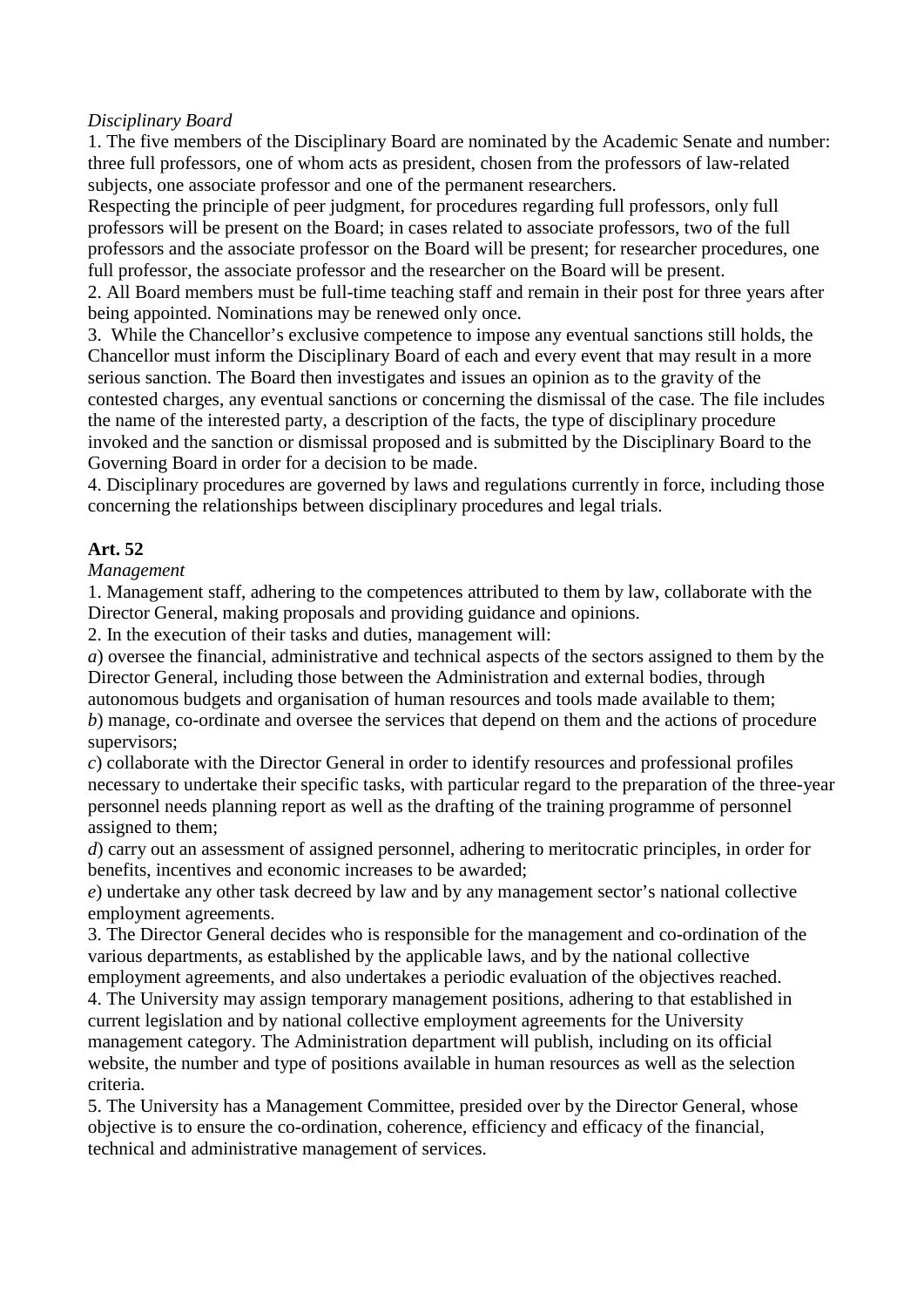*Disciplinary Board*

1. The five members of the Disciplinary Board are nominated by the Academic Senate and number: three full professors, one of whom acts as president, chosen from the professors of law-related subjects, one associate professor and one of the permanent researchers.

Respecting the principle of peer judgment, for procedures regarding full professors, only full professors will be present on the Board; in cases related to associate professors, two of the full professors and the associate professor on the Board will be present; for researcher procedures, one full professor, the associate professor and the researcher on the Board will be present.

2. All Board members must be full-time teaching staff and remain in their post for three years after being appointed. Nominations may be renewed only once.

3. While the Chancellor's exclusive competence to impose any eventual sanctions still holds, the Chancellor must inform the Disciplinary Board of each and every event that may result in a more serious sanction. The Board then investigates and issues an opinion as to the gravity of the contested charges, any eventual sanctions or concerning the dismissal of the case. The file includes the name of the interested party, a description of the facts, the type of disciplinary procedure invoked and the sanction or dismissal proposed and is submitted by the Disciplinary Board to the Governing Board in order for a decision to be made.

4. Disciplinary procedures are governed by laws and regulations currently in force, including those concerning the relationships between disciplinary procedures and legal trials.

**Art. 52**

*Management*

1. Management staff, adhering to the competences attributed to them by law, collaborate with the Director General, making proposals and providing guidance and opinions.

2. In the execution of their tasks and duties, management will:

*a*) oversee the financial, administrative and technical aspects of the sectors assigned to them by the Director General, including those between the Administration and external bodies, through autonomous budgets and organisation of human resources and tools made available to them;

*b*) manage, co-ordinate and oversee the services that depend on them and the actions of procedure supervisors;

*c*) collaborate with the Director General in order to identify resources and professional profiles necessary to undertake their specific tasks, with particular regard to the preparation of the three-year personnel needs planning report as well as the drafting of the training programme of personnel assigned to them;

*d*) carry out an assessment of assigned personnel, adhering to meritocratic principles, in order for benefits, incentives and economic increases to be awarded;

*e*) undertake any other task decreed by law and by any management sector's national collective employment agreements.

3. The Director General decides who is responsible for the management and co-ordination of the various departments, as established by the applicable laws, and by the national collective employment agreements, and also undertakes a periodic evaluation of the objectives reached.

4. The University may assign temporary management positions, adhering to that established in current legislation and by national collective employment agreements for the University management category. The Administration department will publish, including on its official website, the number and type of positions available in human resources as well as the selection criteria.

5. The University has a Management Committee, presided over by the Director General, whose objective is to ensure the co-ordination, coherence, efficiency and efficacy of the financial, technical and administrative management of services.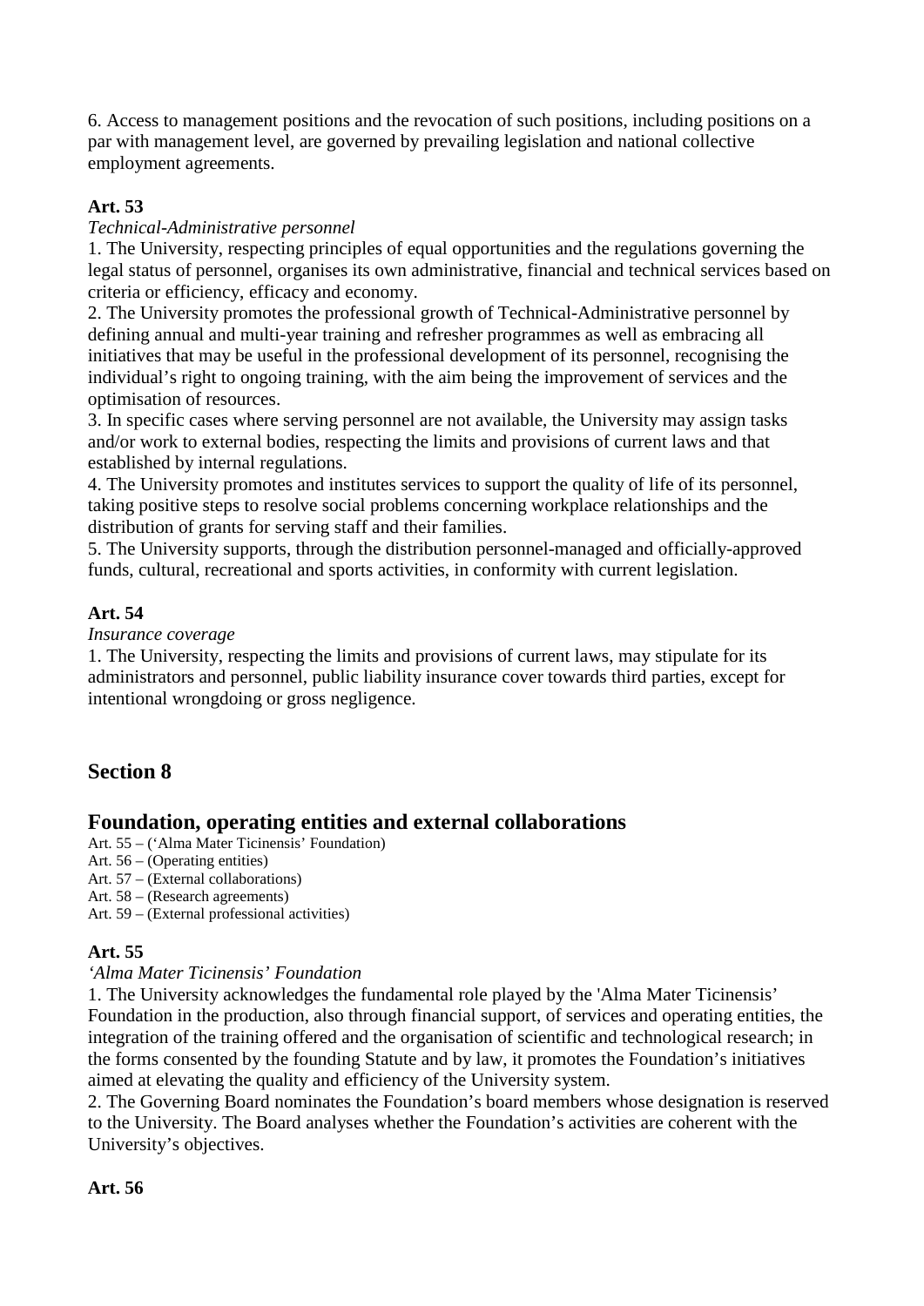6. Access to management positions and the revocation of such positions, including positions on a par with management level, are governed by prevailing legislation and national collective employment agreements.

**Art. 53**

*Technical-Administrative personnel*

1. The University, respecting principles of equal opportunities and the regulations governing the legal status of personnel, organises its own administrative, financial and technical services based on criteria or efficiency, efficacy and economy.
2. The University promotes the professional growth of Technical-Administrative personnel by defining annual and multi-year training and refresher programmes as well as embracing all initiatives that may be useful in the professional development of its personnel, recognising the individual's right to ongoing training, with the aim being the improvement of services and the optimisation of resources.
3. In specific cases where serving personnel are not available, the University may assign tasks and/or work to external bodies, respecting the limits and provisions of current laws and that established by internal regulations.
4. The University promotes and institutes services to support the quality of life of its personnel, taking positive steps to resolve social problems concerning workplace relationships and the distribution of grants for serving staff and their families.
5. The University supports, through the distribution personnel-managed and officially-approved funds, cultural, recreational and sports activities, in conformity with current legislation.

**Art. 54**

*Insurance coverage*

1. The University, respecting the limits and provisions of current laws, may stipulate for its administrators and personnel, public liability insurance cover towards third parties, except for intentional wrongdoing or gross negligence.

## Section 8

## Foundation, operating entities and external collaborations

Art. 55 – ('Alma Mater Ticinensis' Foundation)
Art. 56 – (Operating entities)
Art. 57 – (External collaborations)
Art. 58 – (Research agreements)
Art. 59 – (External professional activities)

**Art. 55**

*'Alma Mater Ticinensis' Foundation*

1. The University acknowledges the fundamental role played by the 'Alma Mater Ticinensis' Foundation in the production, also through financial support, of services and operating entities, the integration of the training offered and the organisation of scientific and technological research; in the forms consented by the founding Statute and by law, it promotes the Foundation's initiatives aimed at elevating the quality and efficiency of the University system.
2. The Governing Board nominates the Foundation's board members whose designation is reserved to the University. The Board analyses whether the Foundation's activities are coherent with the University's objectives.

**Art. 56**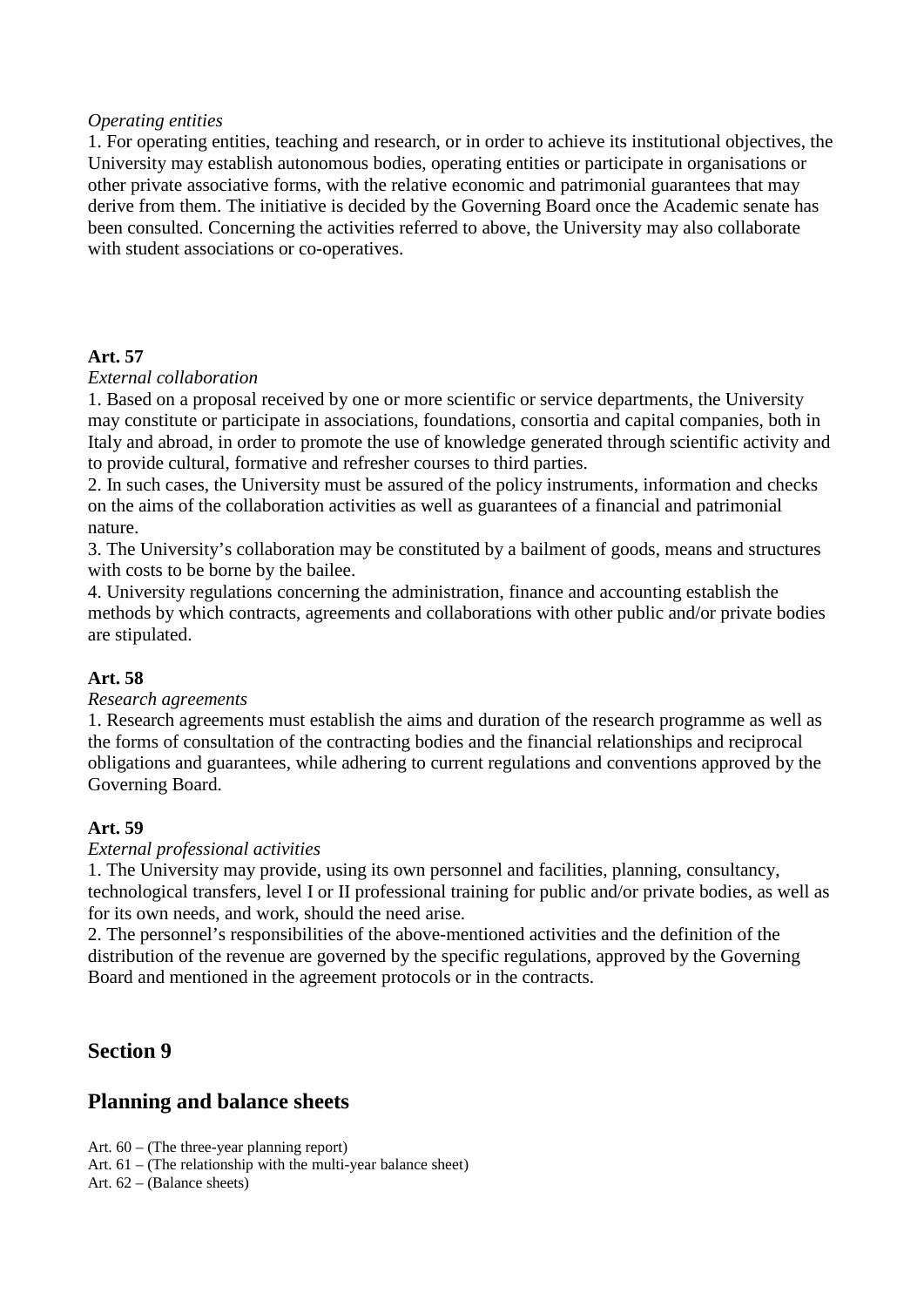*Operating entities*

1. For operating entities, teaching and research, or in order to achieve its institutional objectives, the University may establish autonomous bodies, operating entities or participate in organisations or other private associative forms, with the relative economic and patrimonial guarantees that may derive from them. The initiative is decided by the Governing Board once the Academic senate has been consulted. Concerning the activities referred to above, the University may also collaborate with student associations or co-operatives.

**Art. 57**

*External collaboration*

1. Based on a proposal received by one or more scientific or service departments, the University may constitute or participate in associations, foundations, consortia and capital companies, both in Italy and abroad, in order to promote the use of knowledge generated through scientific activity and to provide cultural, formative and refresher courses to third parties.
2. In such cases, the University must be assured of the policy instruments, information and checks on the aims of the collaboration activities as well as guarantees of a financial and patrimonial nature.
3. The University's collaboration may be constituted by a bailment of goods, means and structures with costs to be borne by the bailee.
4. University regulations concerning the administration, finance and accounting establish the methods by which contracts, agreements and collaborations with other public and/or private bodies are stipulated.

**Art. 58**

*Research agreements*

1. Research agreements must establish the aims and duration of the research programme as well as the forms of consultation of the contracting bodies and the financial relationships and reciprocal obligations and guarantees, while adhering to current regulations and conventions approved by the Governing Board.

**Art. 59**

*External professional activities*

1. The University may provide, using its own personnel and facilities, planning, consultancy, technological transfers, level I or II professional training for public and/or private bodies, as well as for its own needs, and work, should the need arise.
2. The personnel's responsibilities of the above-mentioned activities and the definition of the distribution of the revenue are governed by the specific regulations, approved by the Governing Board and mentioned in the agreement protocols or in the contracts.

## Section 9

## Planning and balance sheets

Art. 60 – (The three-year planning report)
Art. 61 – (The relationship with the multi-year balance sheet)
Art. 62 – (Balance sheets)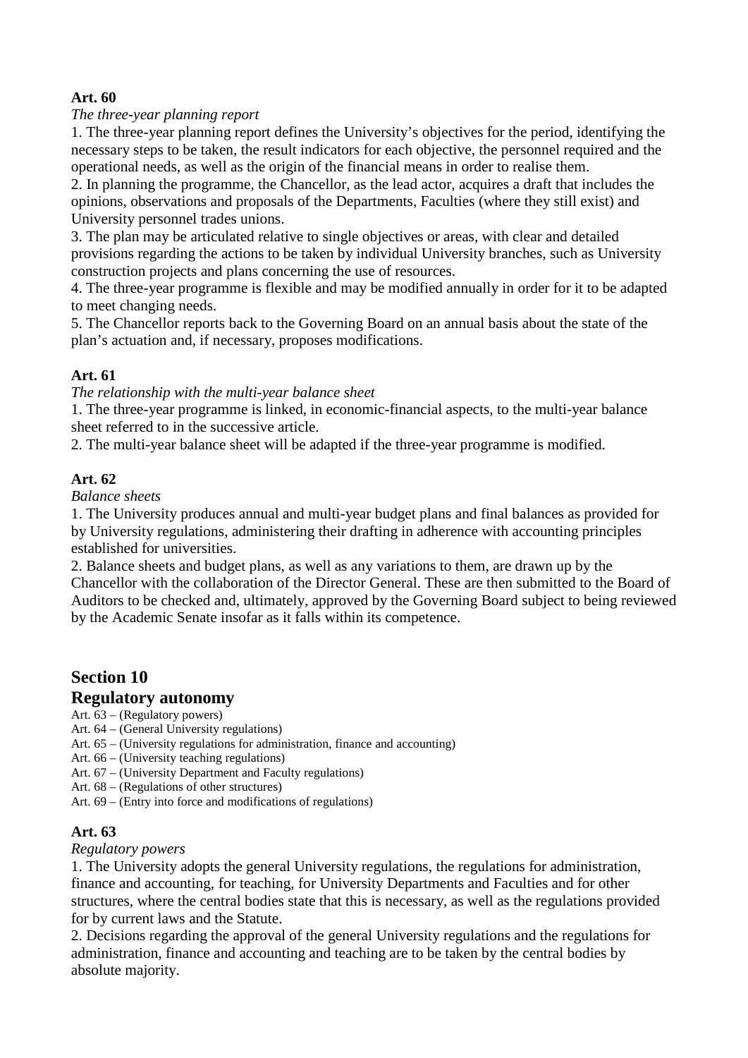**Art. 60**

*The three-year planning report*

1. The three-year planning report defines the University's objectives for the period, identifying the necessary steps to be taken, the result indicators for each objective, the personnel required and the operational needs, as well as the origin of the financial means in order to realise them.
2. In planning the programme, the Chancellor, as the lead actor, acquires a draft that includes the opinions, observations and proposals of the Departments, Faculties (where they still exist) and University personnel trades unions.
3. The plan may be articulated relative to single objectives or areas, with clear and detailed provisions regarding the actions to be taken by individual University branches, such as University construction projects and plans concerning the use of resources.
4. The three-year programme is flexible and may be modified annually in order for it to be adapted to meet changing needs.
5. The Chancellor reports back to the Governing Board on an annual basis about the state of the plan's actuation and, if necessary, proposes modifications.

**Art. 61**

*The relationship with the multi-year balance sheet*

1. The three-year programme is linked, in economic-financial aspects, to the multi-year balance sheet referred to in the successive article.
2. The multi-year balance sheet will be adapted if the three-year programme is modified.

**Art. 62**

*Balance sheets*

1. The University produces annual and multi-year budget plans and final balances as provided for by University regulations, administering their drafting in adherence with accounting principles established for universities.
2. Balance sheets and budget plans, as well as any variations to them, are drawn up by the Chancellor with the collaboration of the Director General. These are then submitted to the Board of Auditors to be checked and, ultimately, approved by the Governing Board subject to being reviewed by the Academic Senate insofar as it falls within its competence.

## Section 10
## Regulatory autonomy

Art. 63 – (Regulatory powers)
Art. 64 – (General University regulations)
Art. 65 – (University regulations for administration, finance and accounting)
Art. 66 – (University teaching regulations)
Art. 67 – (University Department and Faculty regulations)
Art. 68 – (Regulations of other structures)
Art. 69 – (Entry into force and modifications of regulations)

**Art. 63**

*Regulatory powers*

1. The University adopts the general University regulations, the regulations for administration, finance and accounting, for teaching, for University Departments and Faculties and for other structures, where the central bodies state that this is necessary, as well as the regulations provided for by current laws and the Statute.
2. Decisions regarding the approval of the general University regulations and the regulations for administration, finance and accounting and teaching are to be taken by the central bodies by absolute majority.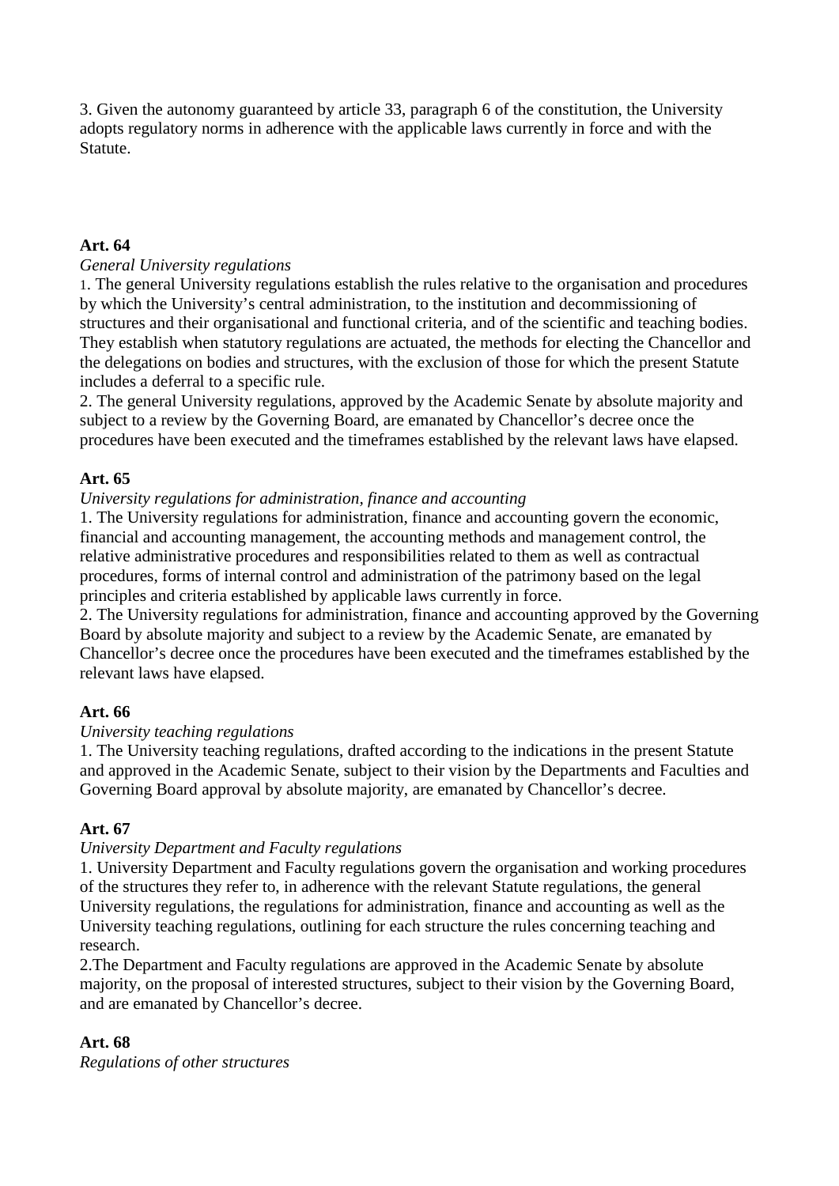3. Given the autonomy guaranteed by article 33, paragraph 6 of the constitution, the University adopts regulatory norms in adherence with the applicable laws currently in force and with the Statute.

**Art. 64**

*General University regulations*

1. The general University regulations establish the rules relative to the organisation and procedures by which the University's central administration, to the institution and decommissioning of structures and their organisational and functional criteria, and of the scientific and teaching bodies. They establish when statutory regulations are actuated, the methods for electing the Chancellor and the delegations on bodies and structures, with the exclusion of those for which the present Statute includes a deferral to a specific rule.
2. The general University regulations, approved by the Academic Senate by absolute majority and subject to a review by the Governing Board, are emanated by Chancellor's decree once the procedures have been executed and the timeframes established by the relevant laws have elapsed.

**Art. 65**

*University regulations for administration, finance and accounting*

1. The University regulations for administration, finance and accounting govern the economic, financial and accounting management, the accounting methods and management control, the relative administrative procedures and responsibilities related to them as well as contractual procedures, forms of internal control and administration of the patrimony based on the legal principles and criteria established by applicable laws currently in force.
2. The University regulations for administration, finance and accounting approved by the Governing Board by absolute majority and subject to a review by the Academic Senate, are emanated by Chancellor's decree once the procedures have been executed and the timeframes established by the relevant laws have elapsed.

**Art. 66**

*University teaching regulations*

1. The University teaching regulations, drafted according to the indications in the present Statute and approved in the Academic Senate, subject to their vision by the Departments and Faculties and Governing Board approval by absolute majority, are emanated by Chancellor's decree.

**Art. 67**

*University Department and Faculty regulations*

1. University Department and Faculty regulations govern the organisation and working procedures of the structures they refer to, in adherence with the relevant Statute regulations, the general University regulations, the regulations for administration, finance and accounting as well as the University teaching regulations, outlining for each structure the rules concerning teaching and research.
2. The Department and Faculty regulations are approved in the Academic Senate by absolute majority, on the proposal of interested structures, subject to their vision by the Governing Board, and are emanated by Chancellor's decree.

**Art. 68**

*Regulations of other structures*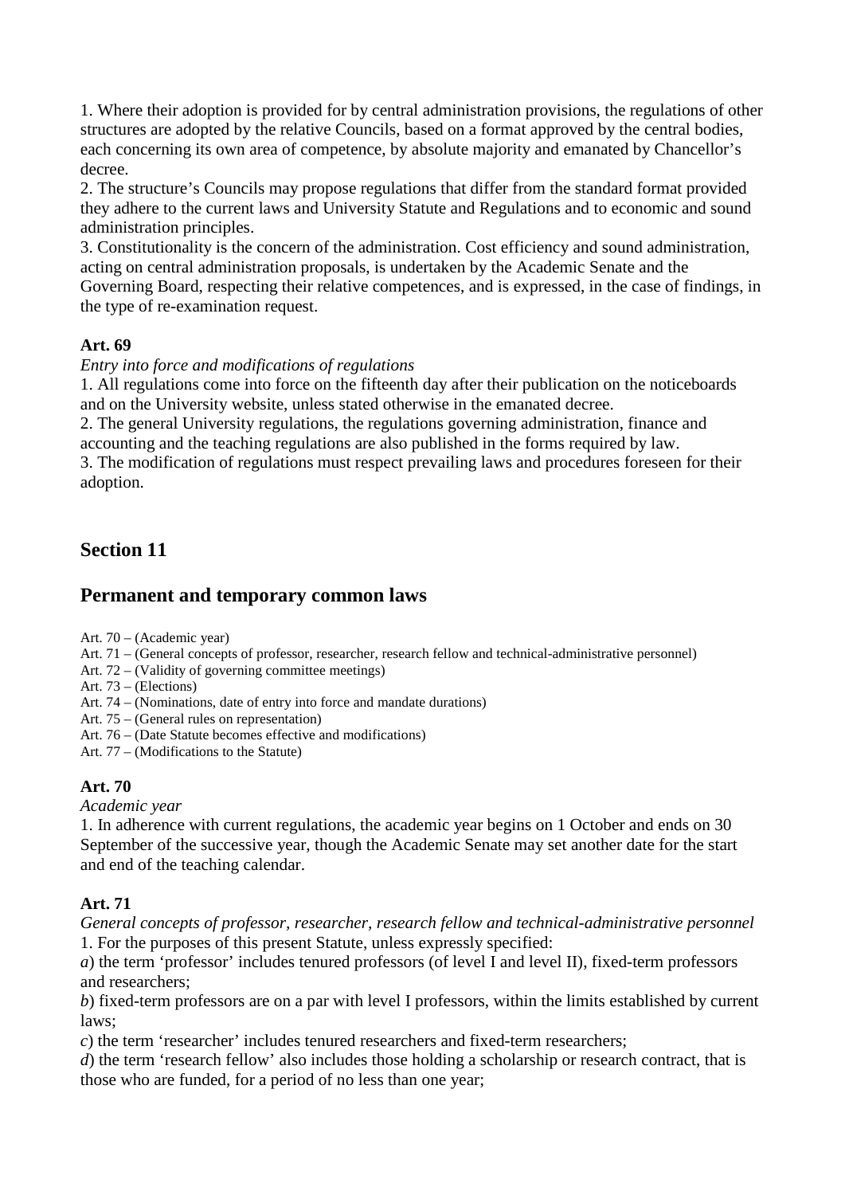1. Where their adoption is provided for by central administration provisions, the regulations of other structures are adopted by the relative Councils, based on a format approved by the central bodies, each concerning its own area of competence, by absolute majority and emanated by Chancellor's decree.
2. The structure's Councils may propose regulations that differ from the standard format provided they adhere to the current laws and University Statute and Regulations and to economic and sound administration principles.
3. Constitutionality is the concern of the administration. Cost efficiency and sound administration, acting on central administration proposals, is undertaken by the Academic Senate and the Governing Board, respecting their relative competences, and is expressed, in the case of findings, in the type of re-examination request.

**Art. 69**

*Entry into force and modifications of regulations*

1. All regulations come into force on the fifteenth day after their publication on the noticeboards and on the University website, unless stated otherwise in the emanated decree.
2. The general University regulations, the regulations governing administration, finance and accounting and the teaching regulations are also published in the forms required by law.
3. The modification of regulations must respect prevailing laws and procedures foreseen for their adoption.

## Section 11

## Permanent and temporary common laws

Art. 70 – (Academic year)
Art. 71 – (General concepts of professor, researcher, research fellow and technical-administrative personnel)
Art. 72 – (Validity of governing committee meetings)
Art. 73 – (Elections)
Art. 74 – (Nominations, date of entry into force and mandate durations)
Art. 75 – (General rules on representation)
Art. 76 – (Date Statute becomes effective and modifications)
Art. 77 – (Modifications to the Statute)

**Art. 70**

*Academic year*

1. In adherence with current regulations, the academic year begins on 1 October and ends on 30 September of the successive year, though the Academic Senate may set another date for the start and end of the teaching calendar.

**Art. 71**

*General concepts of professor, researcher, research fellow and technical-administrative personnel*

1. For the purposes of this present Statute, unless expressly specified:

*a*) the term 'professor' includes tenured professors (of level I and level II), fixed-term professors and researchers;

*b*) fixed-term professors are on a par with level I professors, within the limits established by current laws;

*c*) the term 'researcher' includes tenured researchers and fixed-term researchers;

*d*) the term 'research fellow' also includes those holding a scholarship or research contract, that is those who are funded, for a period of no less than one year;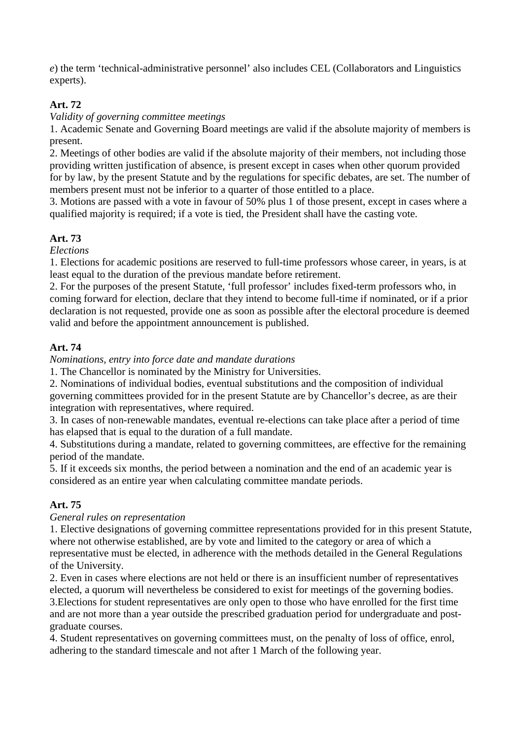*e*) the term ‘technical-administrative personnel’ also includes CEL (Collaborators and Linguistics experts).

**Art. 72**

*Validity of governing committee meetings*

1. Academic Senate and Governing Board meetings are valid if the absolute majority of members is present.
2. Meetings of other bodies are valid if the absolute majority of their members, not including those providing written justification of absence, is present except in cases when other quorum provided for by law, by the present Statute and by the regulations for specific debates, are set. The number of members present must not be inferior to a quarter of those entitled to a place.
3. Motions are passed with a vote in favour of 50% plus 1 of those present, except in cases where a qualified majority is required; if a vote is tied, the President shall have the casting vote.

**Art. 73**

*Elections*

1. Elections for academic positions are reserved to full-time professors whose career, in years, is at least equal to the duration of the previous mandate before retirement.
2. For the purposes of the present Statute, ‘full professor’ includes fixed-term professors who, in coming forward for election, declare that they intend to become full-time if nominated, or if a prior declaration is not requested, provide one as soon as possible after the electoral procedure is deemed valid and before the appointment announcement is published.

**Art. 74**

*Nominations, entry into force date and mandate durations*

1. The Chancellor is nominated by the Ministry for Universities.
2. Nominations of individual bodies, eventual substitutions and the composition of individual governing committees provided for in the present Statute are by Chancellor’s decree, as are their integration with representatives, where required.
3. In cases of non-renewable mandates, eventual re-elections can take place after a period of time has elapsed that is equal to the duration of a full mandate.
4. Substitutions during a mandate, related to governing committees, are effective for the remaining period of the mandate.
5. If it exceeds six months, the period between a nomination and the end of an academic year is considered as an entire year when calculating committee mandate periods.

**Art. 75**

*General rules on representation*

1. Elective designations of governing committee representations provided for in this present Statute, where not otherwise established, are by vote and limited to the category or area of which a representative must be elected, in adherence with the methods detailed in the General Regulations of the University.
2. Even in cases where elections are not held or there is an insufficient number of representatives elected, a quorum will nevertheless be considered to exist for meetings of the governing bodies.
3. Elections for student representatives are only open to those who have enrolled for the first time and are not more than a year outside the prescribed graduation period for undergraduate and post-graduate courses.
4. Student representatives on governing committees must, on the penalty of loss of office, enrol, adhering to the standard timescale and not after 1 March of the following year.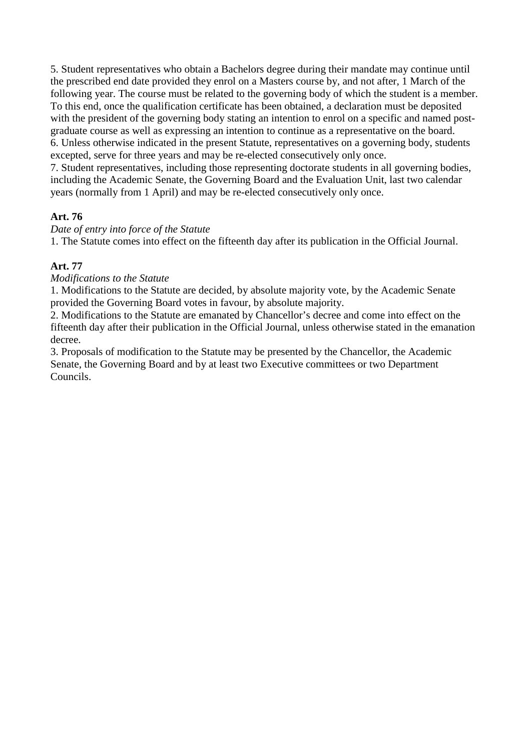5. Student representatives who obtain a Bachelors degree during their mandate may continue until the prescribed end date provided they enrol on a Masters course by, and not after, 1 March of the following year. The course must be related to the governing body of which the student is a member. To this end, once the qualification certificate has been obtained, a declaration must be deposited with the president of the governing body stating an intention to enrol on a specific and named post-graduate course as well as expressing an intention to continue as a representative on the board.
6. Unless otherwise indicated in the present Statute, representatives on a governing body, students excepted, serve for three years and may be re-elected consecutively only once.
7. Student representatives, including those representing doctorate students in all governing bodies, including the Academic Senate, the Governing Board and the Evaluation Unit, last two calendar years (normally from 1 April) and may be re-elected consecutively only once.

**Art. 76**

*Date of entry into force of the Statute*

1. The Statute comes into effect on the fifteenth day after its publication in the Official Journal.

**Art. 77**

*Modifications to the Statute*

1. Modifications to the Statute are decided, by absolute majority vote, by the Academic Senate provided the Governing Board votes in favour, by absolute majority.
2. Modifications to the Statute are emanated by Chancellor's decree and come into effect on the fifteenth day after their publication in the Official Journal, unless otherwise stated in the emanation decree.
3. Proposals of modification to the Statute may be presented by the Chancellor, the Academic Senate, the Governing Board and by at least two Executive committees or two Department Councils.